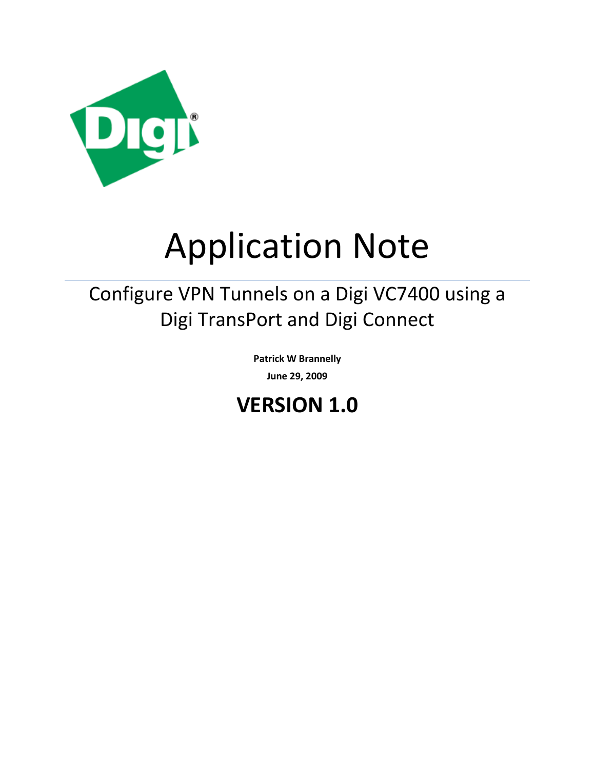# Application Note

## Configure VPN Tunnels on a Digi VC7400 using a Digi TransPort and Digi Connect

**Patrick W Brannelly**

**June 29, 2009**

# VERSION 1.0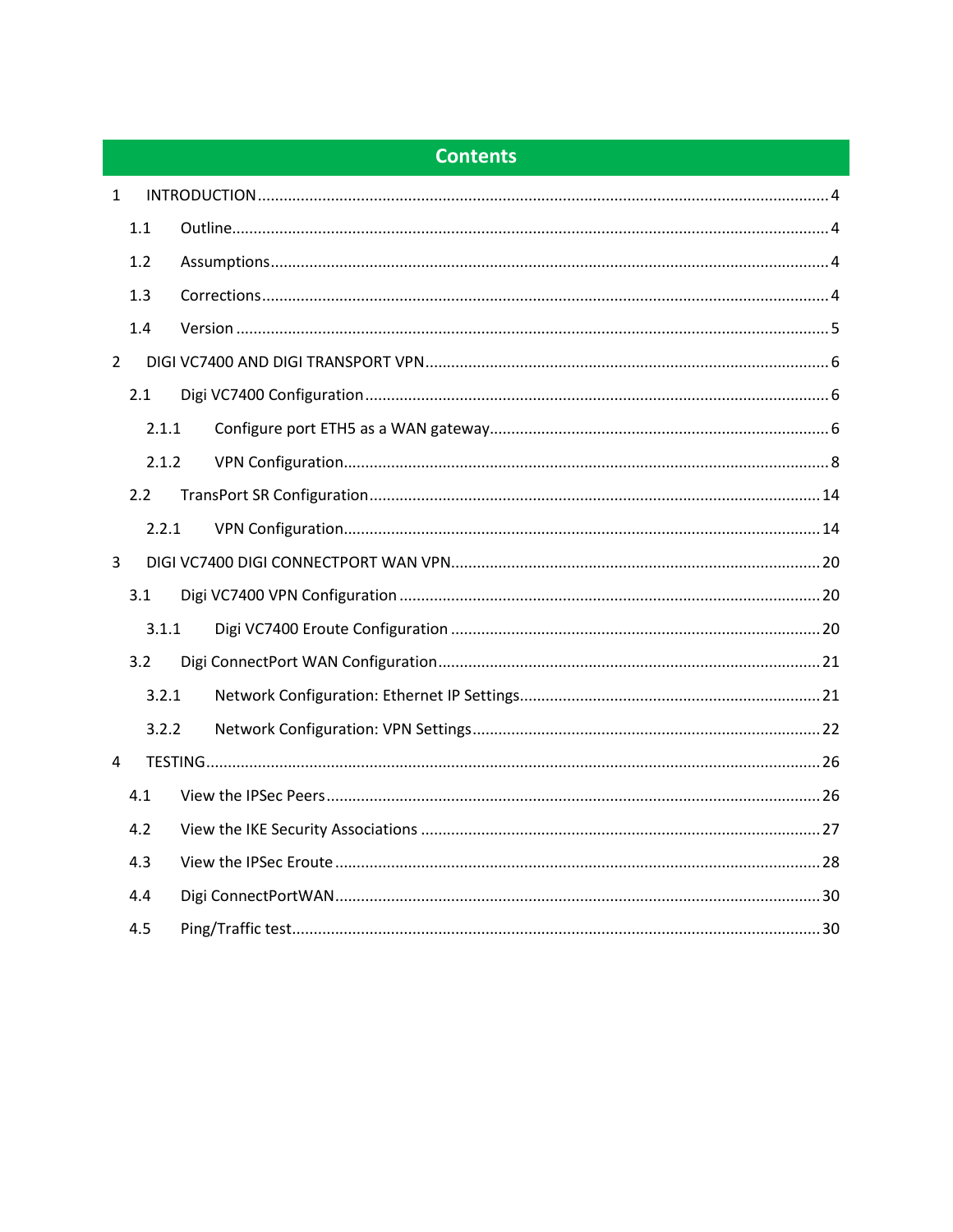# Contents

1 INTRODUCTION .... 4
- 1.1 Outline .... 4
- 1.2 Assumptions .... 4
- 1.3 Corrections .... 4
- 1.4 Version .... 5

2 DIGI VC7400 AND DIGI TRANSPORT VPN .... 6
- 2.1 Digi VC7400 Configuration .... 6
  - 2.1.1 Configure port ETH5 as a WAN gateway .... 6
  - 2.1.2 VPN Configuration .... 8
- 2.2 TransPort SR Configuration .... 14
  - 2.2.1 VPN Configuration .... 14

3 DIGI VC7400 DIGI CONNECTPORT WAN VPN .... 20
- 3.1 Digi VC7400 VPN Configuration .... 20
  - 3.1.1 Digi VC7400 Eroute Configuration .... 20
- 3.2 Digi ConnectPort WAN Configuration .... 21
  - 3.2.1 Network Configuration: Ethernet IP Settings .... 21
  - 3.2.2 Network Configuration: VPN Settings .... 22

4 TESTING .... 26
- 4.1 View the IPSec Peers .... 26
- 4.2 View the IKE Security Associations .... 27
- 4.3 View the IPSec Eroute .... 28
- 4.4 Digi ConnectPortWAN .... 30
- 4.5 Ping/Traffic test .... 30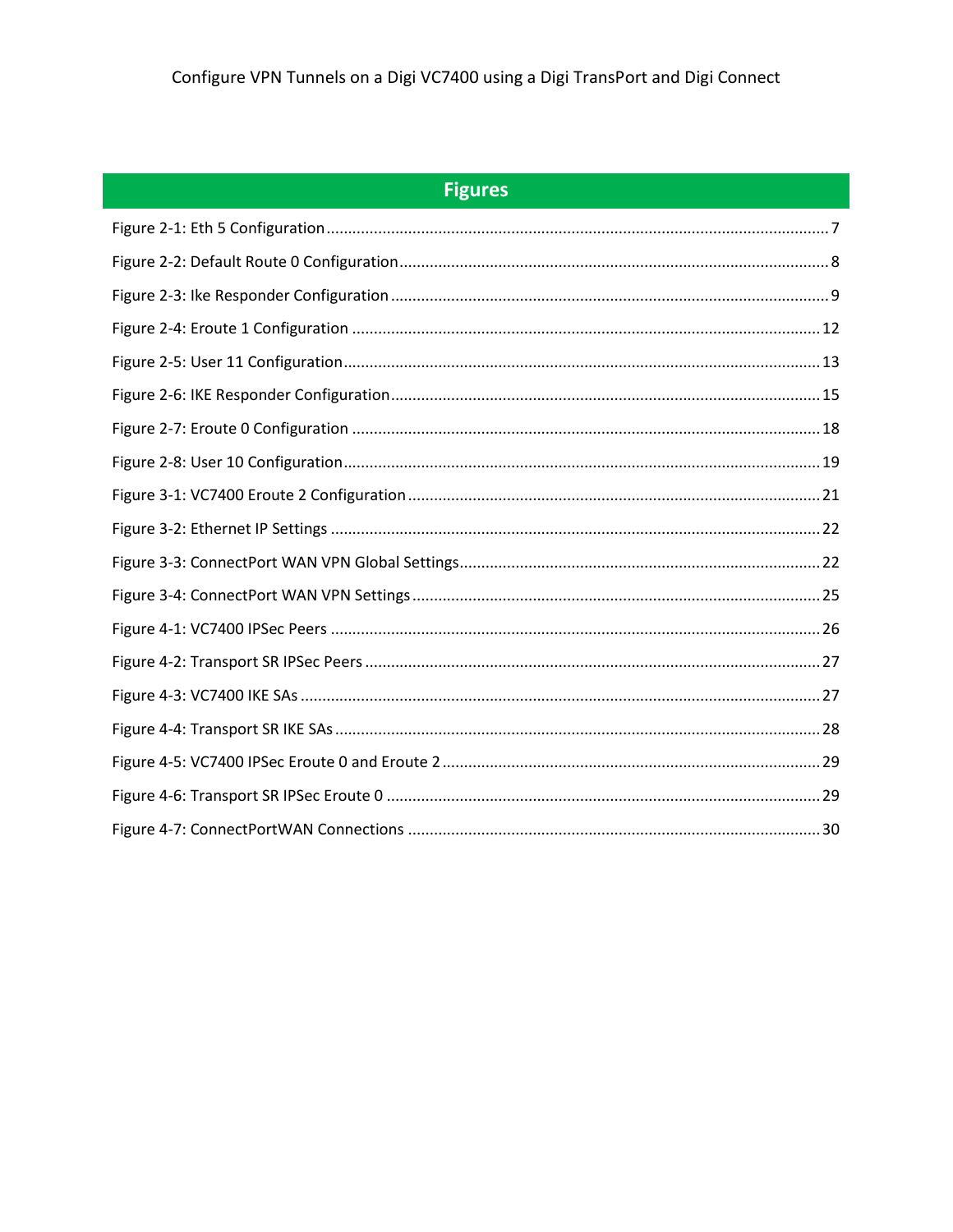# Figures

Figure 2-1: Eth 5 Configuration .......... 7
Figure 2-2: Default Route 0 Configuration .......... 8
Figure 2-3: Ike Responder Configuration .......... 9
Figure 2-4: Eroute 1 Configuration .......... 12
Figure 2-5: User 11 Configuration .......... 13
Figure 2-6: IKE Responder Configuration .......... 15
Figure 2-7: Eroute 0 Configuration .......... 18
Figure 2-8: User 10 Configuration .......... 19
Figure 3-1: VC7400 Eroute 2 Configuration .......... 21
Figure 3-2: Ethernet IP Settings .......... 22
Figure 3-3: ConnectPort WAN VPN Global Settings .......... 22
Figure 3-4: ConnectPort WAN VPN Settings .......... 25
Figure 4-1: VC7400 IPSec Peers .......... 26
Figure 4-2: Transport SR IPSec Peers .......... 27
Figure 4-3: VC7400 IKE SAs .......... 27
Figure 4-4: Transport SR IKE SAs .......... 28
Figure 4-5: VC7400 IPSec Eroute 0 and Eroute 2 .......... 29
Figure 4-6: Transport SR IPSec Eroute 0 .......... 29
Figure 4-7: ConnectPortWAN Connections .......... 30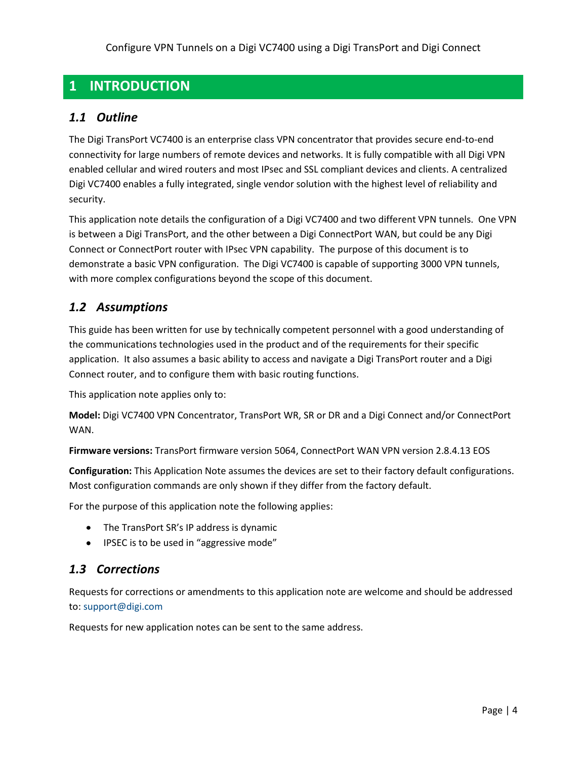# 1 INTRODUCTION

## 1.1 *Outline*

The Digi TransPort VC7400 is an enterprise class VPN concentrator that provides secure end-to-end connectivity for large numbers of remote devices and networks. It is fully compatible with all Digi VPN enabled cellular and wired routers and most IPsec and SSL compliant devices and clients. A centralized Digi VC7400 enables a fully integrated, single vendor solution with the highest level of reliability and security.

This application note details the configuration of a Digi VC7400 and two different VPN tunnels. One VPN is between a Digi TransPort, and the other between a Digi ConnectPort WAN, but could be any Digi Connect or ConnectPort router with IPsec VPN capability. The purpose of this document is to demonstrate a basic VPN configuration. The Digi VC7400 is capable of supporting 3000 VPN tunnels, with more complex configurations beyond the scope of this document.

## 1.2 *Assumptions*

This guide has been written for use by technically competent personnel with a good understanding of the communications technologies used in the product and of the requirements for their specific application. It also assumes a basic ability to access and navigate a Digi TransPort router and a Digi Connect router, and to configure them with basic routing functions.

This application note applies only to:

**Model:** Digi VC7400 VPN Concentrator, TransPort WR, SR or DR and a Digi Connect and/or ConnectPort WAN.

**Firmware versions:** TransPort firmware version 5064, ConnectPort WAN VPN version 2.8.4.13 EOS

**Configuration:** This Application Note assumes the devices are set to their factory default configurations. Most configuration commands are only shown if they differ from the factory default.

For the purpose of this application note the following applies:

- The TransPort SR's IP address is dynamic
- IPSEC is to be used in "aggressive mode"

## 1.3 *Corrections*

Requests for corrections or amendments to this application note are welcome and should be addressed to: support@digi.com

Requests for new application notes can be sent to the same address.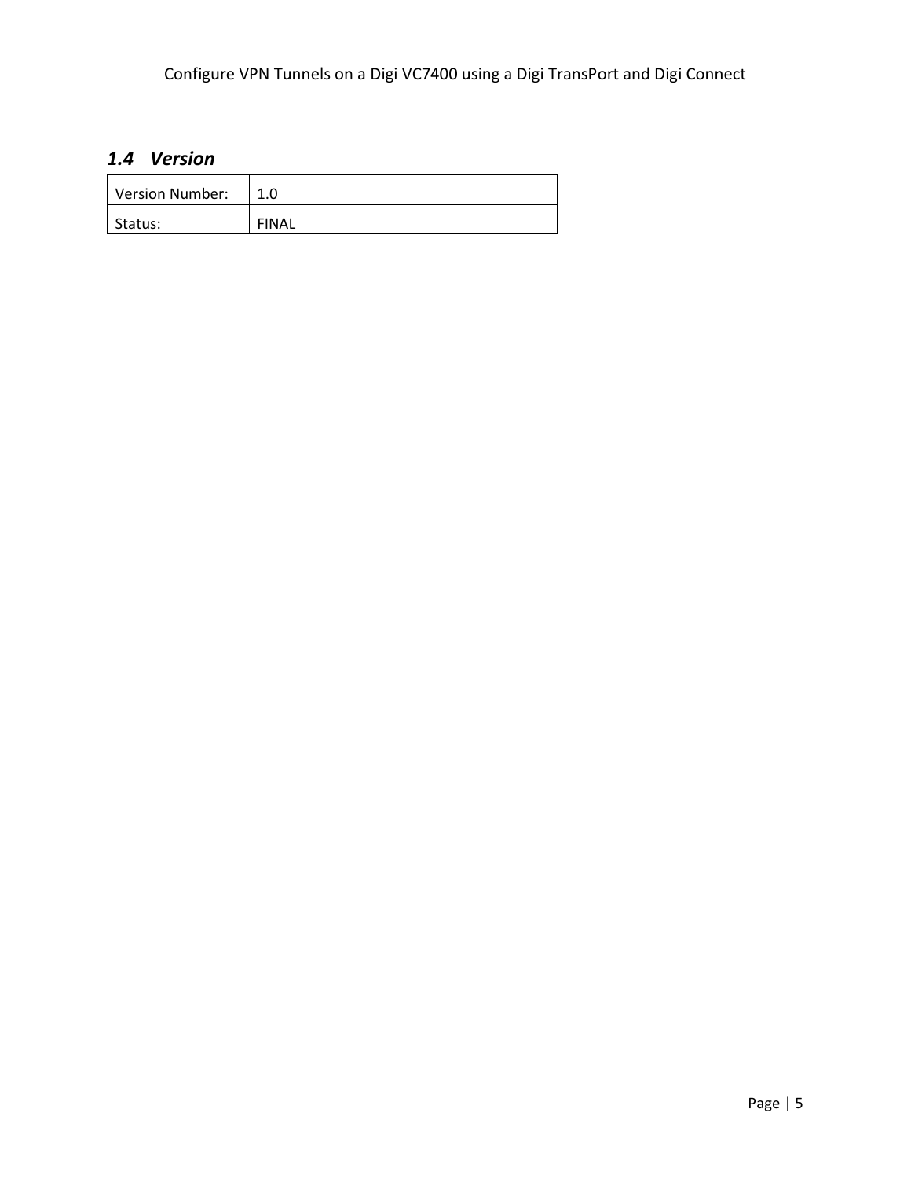## *1.4 Version*

| Version Number: | 1.0 |
|---|---|
| Status: | FINAL |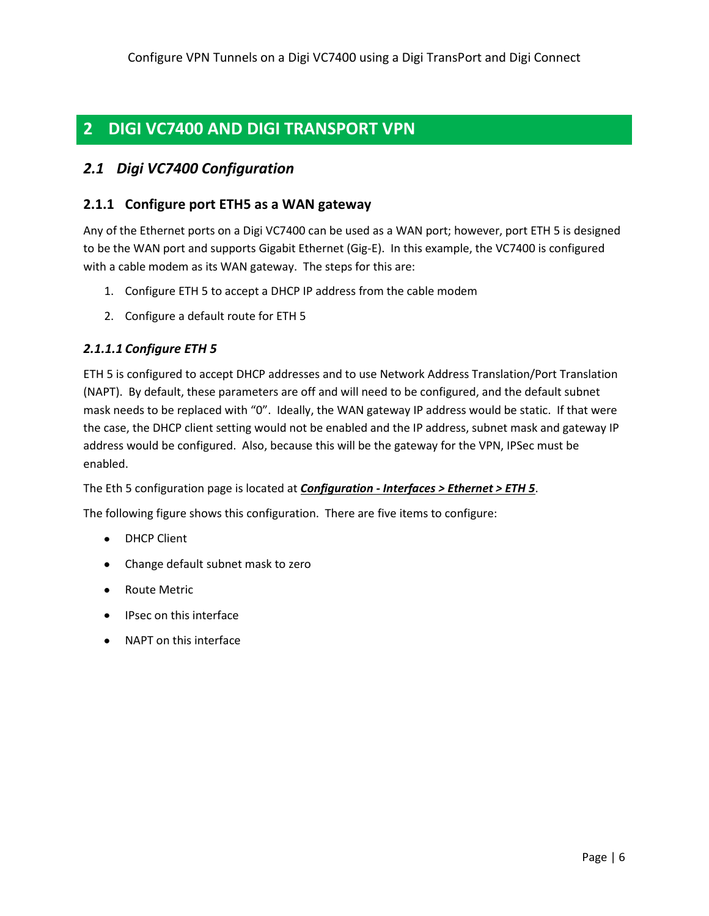# 2 DIGI VC7400 AND DIGI TRANSPORT VPN

## *2.1 Digi VC7400 Configuration*

### 2.1.1 Configure port ETH5 as a WAN gateway

Any of the Ethernet ports on a Digi VC7400 can be used as a WAN port; however, port ETH 5 is designed to be the WAN port and supports Gigabit Ethernet (Gig-E). In this example, the VC7400 is configured with a cable modem as its WAN gateway. The steps for this are:

1. Configure ETH 5 to accept a DHCP IP address from the cable modem
2. Configure a default route for ETH 5

#### *2.1.1.1 Configure ETH 5*

ETH 5 is configured to accept DHCP addresses and to use Network Address Translation/Port Translation (NAPT). By default, these parameters are off and will need to be configured, and the default subnet mask needs to be replaced with "0". Ideally, the WAN gateway IP address would be static. If that were the case, the DHCP client setting would not be enabled and the IP address, subnet mask and gateway IP address would be configured. Also, because this will be the gateway for the VPN, IPSec must be enabled.

The Eth 5 configuration page is located at ***Configuration - Interfaces > Ethernet > ETH 5***.

The following figure shows this configuration. There are five items to configure:

- DHCP Client
- Change default subnet mask to zero
- Route Metric
- IPsec on this interface
- NAPT on this interface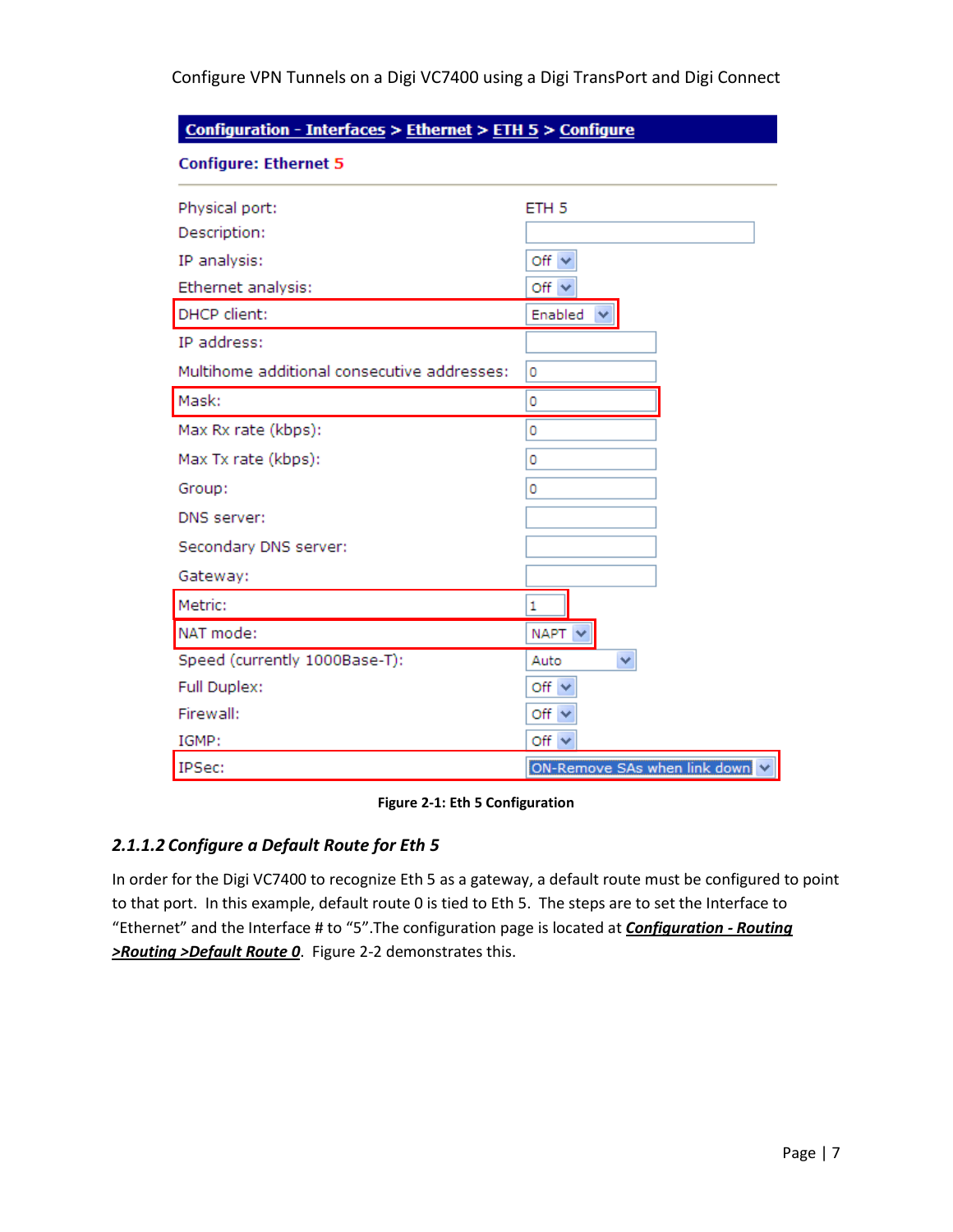Configuration - Interfaces > Ethernet > ETH 5 > Configure

**Configure: Ethernet 5**

| | |
|---|---|
| Physical port: | ETH 5 |
| Description: | |
| IP analysis: | Off |
| Ethernet analysis: | Off |
| DHCP client: | Enabled |
| IP address: | |
| Multihome additional consecutive addresses: | 0 |
| Mask: | 0 |
| Max Rx rate (kbps): | 0 |
| Max Tx rate (kbps): | 0 |
| Group: | 0 |
| DNS server: | |
| Secondary DNS server: | |
| Gateway: | |
| Metric: | 1 |
| NAT mode: | NAPT |
| Speed (currently 1000Base-T): | Auto |
| Full Duplex: | Off |
| Firewall: | Off |
| IGMP: | Off |
| IPSec: | ON-Remove SAs when link down |

**Figure 2-1: Eth 5 Configuration**

### *2.1.1.2 Configure a Default Route for Eth 5*

In order for the Digi VC7400 to recognize Eth 5 as a gateway, a default route must be configured to point to that port. In this example, default route 0 is tied to Eth 5. The steps are to set the Interface to "Ethernet" and the Interface # to "5".The configuration page is located at ***Configuration - Routing >Routing >Default Route 0***. Figure 2-2 demonstrates this.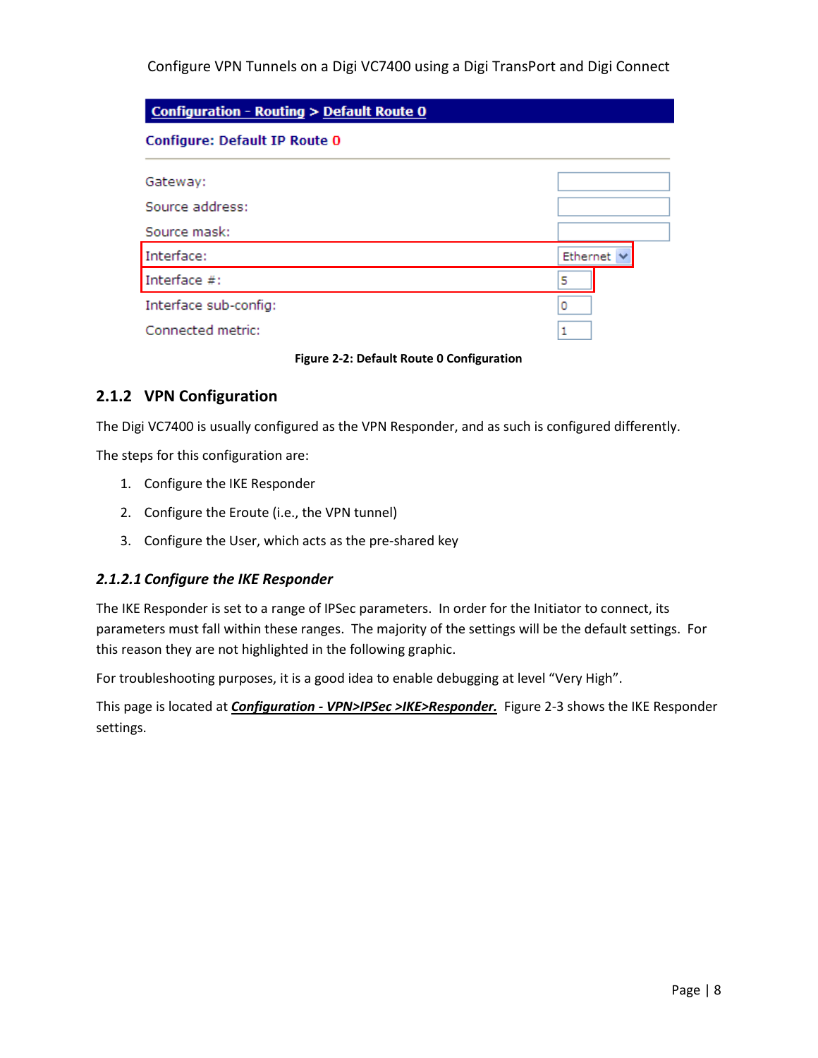Configuration - Routing > Default Route 0

Configure: Default IP Route 0

| | |
|---|---|
| Gateway: | |
| Source address: | |
| Source mask: | |
| Interface: | Ethernet |
| Interface #: | 5 |
| Interface sub-config: | 0 |
| Connected metric: | 1 |

**Figure 2-2: Default Route 0 Configuration**

### 2.1.2 VPN Configuration

The Digi VC7400 is usually configured as the VPN Responder, and as such is configured differently.

The steps for this configuration are:

1. Configure the IKE Responder
2. Configure the Eroute (i.e., the VPN tunnel)
3. Configure the User, which acts as the pre-shared key

#### *2.1.2.1 Configure the IKE Responder*

The IKE Responder is set to a range of IPSec parameters. In order for the Initiator to connect, its parameters must fall within these ranges. The majority of the settings will be the default settings. For this reason they are not highlighted in the following graphic.

For troubleshooting purposes, it is a good idea to enable debugging at level "Very High".

This page is located at ***Configuration - VPN>IPSec >IKE>Responder.*** Figure 2-3 shows the IKE Responder settings.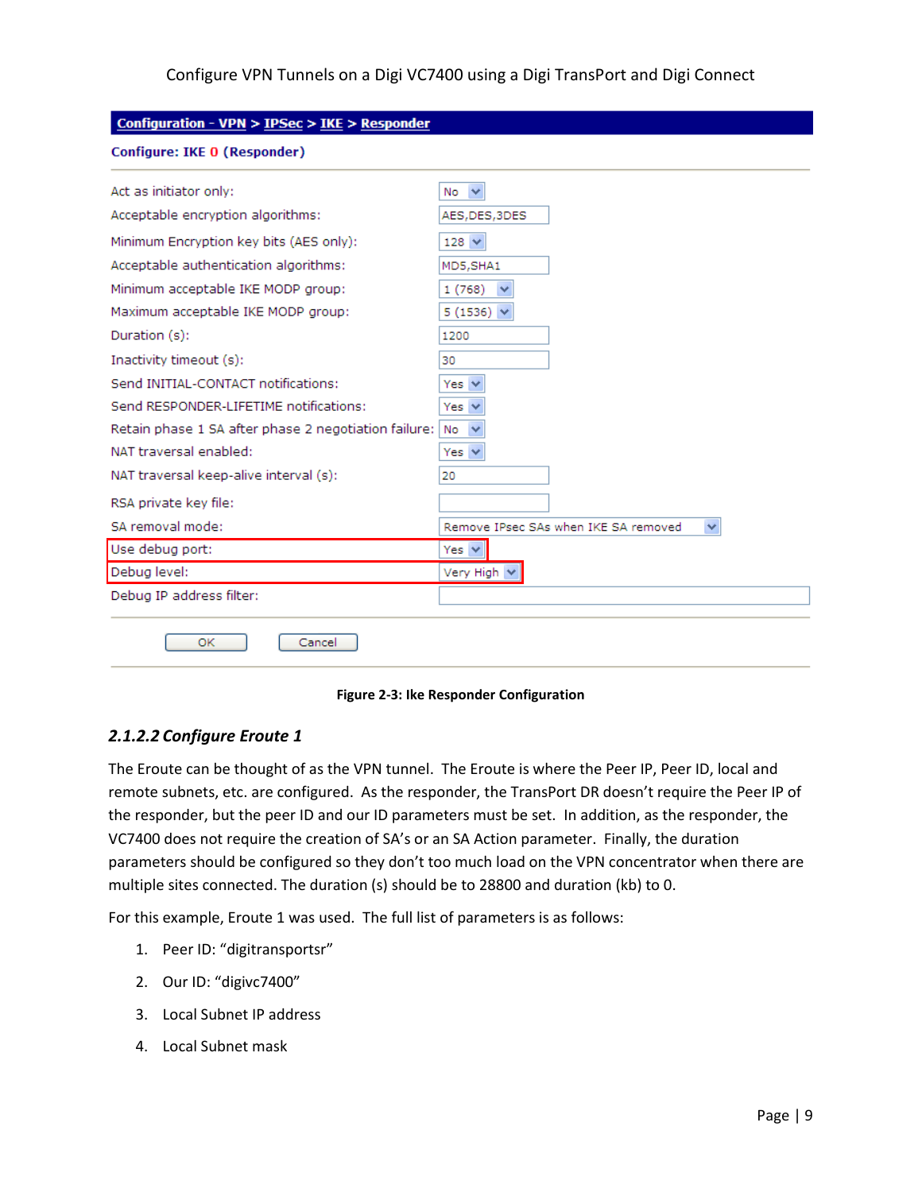**Configuration - VPN > IPSec > IKE > Responder**

**Configure: IKE 0 (Responder)**

| | |
|---|---|
| Act as initiator only: | No |
| Acceptable encryption algorithms: | AES,DES,3DES |
| Minimum Encryption key bits (AES only): | 128 |
| Acceptable authentication algorithms: | MD5,SHA1 |
| Minimum acceptable IKE MODP group: | 1 (768) |
| Maximum acceptable IKE MODP group: | 5 (1536) |
| Duration (s): | 1200 |
| Inactivity timeout (s): | 30 |
| Send INITIAL-CONTACT notifications: | Yes |
| Send RESPONDER-LIFETIME notifications: | Yes |
| Retain phase 1 SA after phase 2 negotiation failure: | No |
| NAT traversal enabled: | Yes |
| NAT traversal keep-alive interval (s): | 20 |
| RSA private key file: | |
| SA removal mode: | Remove IPsec SAs when IKE SA removed |
| Use debug port: | Yes |
| Debug level: | Very High |
| Debug IP address filter: | |

OK | Cancel

**Figure 2-3: Ike Responder Configuration**

#### *2.1.2.2 Configure Eroute 1*

The Eroute can be thought of as the VPN tunnel. The Eroute is where the Peer IP, Peer ID, local and remote subnets, etc. are configured. As the responder, the TransPort DR doesn't require the Peer IP of the responder, but the peer ID and our ID parameters must be set. In addition, as the responder, the VC7400 does not require the creation of SA's or an SA Action parameter. Finally, the duration parameters should be configured so they don't too much load on the VPN concentrator when there are multiple sites connected. The duration (s) should be to 28800 and duration (kb) to 0.

For this example, Eroute 1 was used. The full list of parameters is as follows:

1. Peer ID: "digitransportsr"
2. Our ID: "digivc7400"
3. Local Subnet IP address
4. Local Subnet mask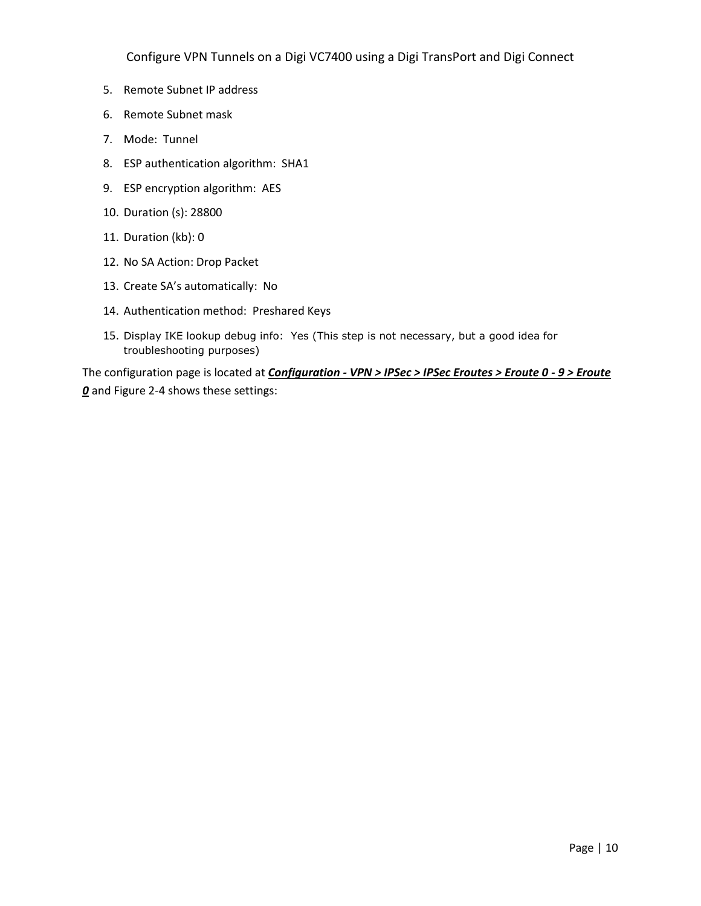5. Remote Subnet IP address
6. Remote Subnet mask
7. Mode:  Tunnel
8. ESP authentication algorithm:  SHA1
9. ESP encryption algorithm:  AES
10. Duration (s): 28800
11. Duration (kb): 0
12. No SA Action: Drop Packet
13. Create SA's automatically:  No
14. Authentication method:  Preshared Keys
15. Display IKE lookup debug info:  Yes (This step is not necessary, but a good idea for troubleshooting purposes)

The configuration page is located at ***Configuration - VPN > IPSec > IPSec Eroutes > Eroute 0 - 9 > Eroute 0*** and Figure 2-4 shows these settings: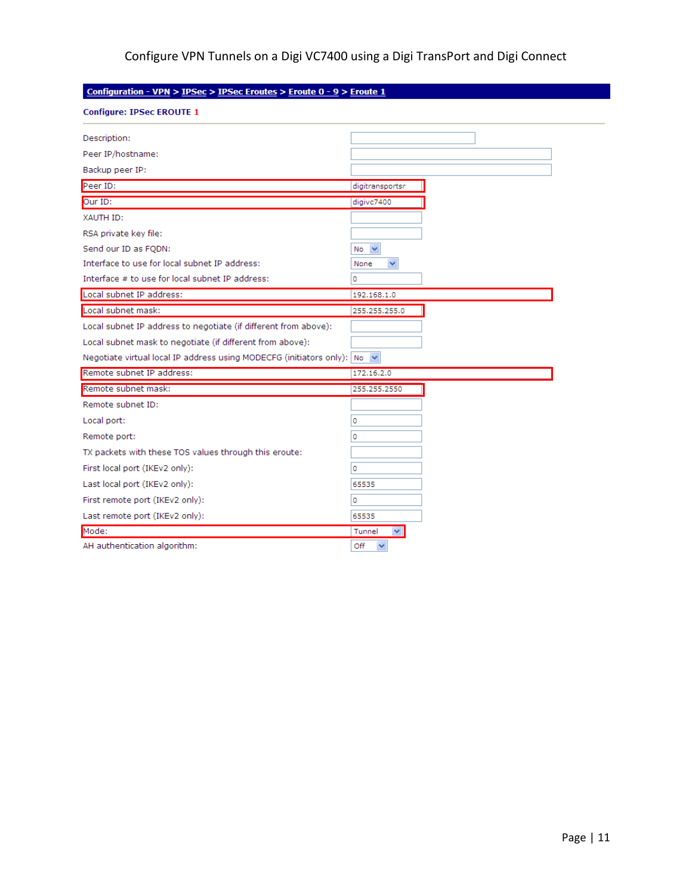**Configuration - VPN > IPSec > IPSec Eroutes > Eroute 0 - 9 > Eroute 1**

**Configure: IPSec EROUTE 1**

| Setting | Value |
|---|---|
| Description: | |
| Peer IP/hostname: | |
| Backup peer IP: | |
| Peer ID: | digitransportsr |
| Our ID: | digivc7400 |
| XAUTH ID: | |
| RSA private key file: | |
| Send our ID as FQDN: | No |
| Interface to use for local subnet IP address: | None |
| Interface # to use for local subnet IP address: | 0 |
| Local subnet IP address: | 192.168.1.0 |
| Local subnet mask: | 255.255.255.0 |
| Local subnet IP address to negotiate (if different from above): | |
| Local subnet mask to negotiate (if different from above): | |
| Negotiate virtual local IP address using MODECFG (initiators only): | No |
| Remote subnet IP address: | 172.16.2.0 |
| Remote subnet mask: | 255.255.2550 |
| Remote subnet ID: | |
| Local port: | 0 |
| Remote port: | 0 |
| TX packets with these TOS values through this eroute: | |
| First local port (IKEv2 only): | 0 |
| Last local port (IKEv2 only): | 65535 |
| First remote port (IKEv2 only): | 0 |
| Last remote port (IKEv2 only): | 65535 |
| Mode: | Tunnel |
| AH authentication algorithm: | Off |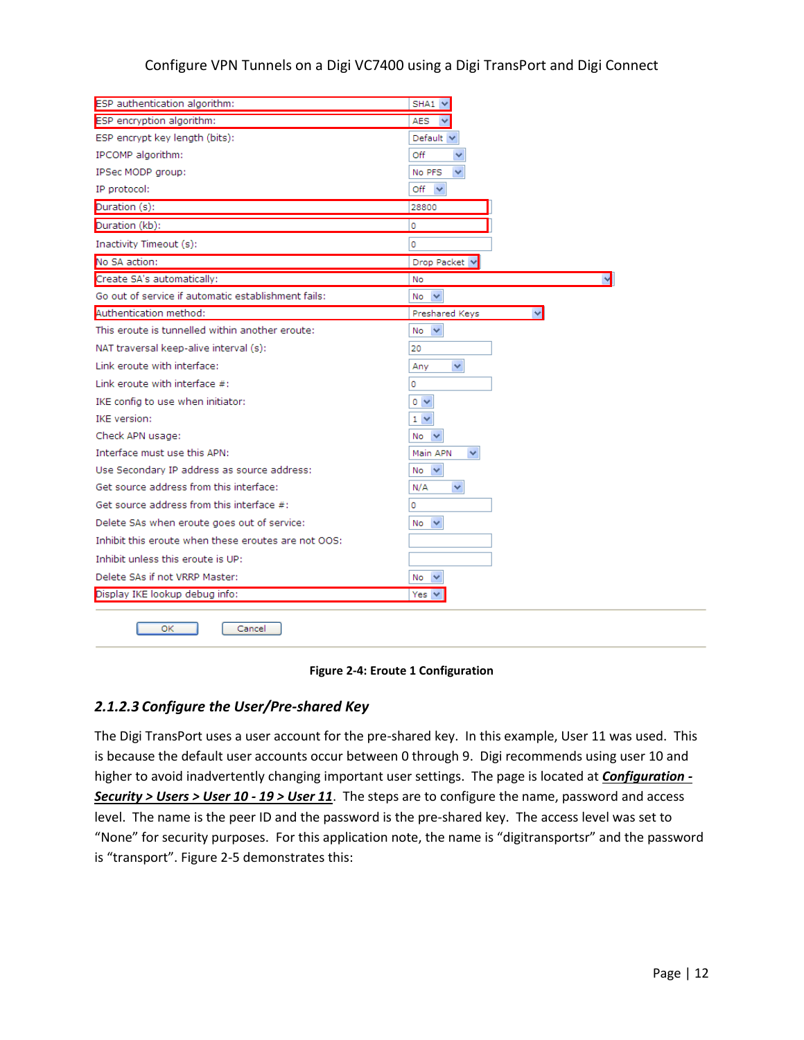| Setting | Value |
|---|---|
| ESP authentication algorithm: | SHA1 |
| ESP encryption algorithm: | AES |
| ESP encrypt key length (bits): | Default |
| IPCOMP algorithm: | Off |
| IPSec MODP group: | No PFS |
| IP protocol: | Off |
| Duration (s): | 28800 |
| Duration (kb): | 0 |
| Inactivity Timeout (s): | 0 |
| No SA action: | Drop Packet |
| Create SA's automatically: | No |
| Go out of service if automatic establishment fails: | No |
| Authentication method: | Preshared Keys |
| This eroute is tunnelled within another eroute: | No |
| NAT traversal keep-alive interval (s): | 20 |
| Link eroute with interface: | Any |
| Link eroute with interface #: | 0 |
| IKE config to use when initiator: | 0 |
| IKE version: | 1 |
| Check APN usage: | No |
| Interface must use this APN: | Main APN |
| Use Secondary IP address as source address: | No |
| Get source address from this interface: | N/A |
| Get source address from this interface #: | 0 |
| Delete SAs when eroute goes out of service: | No |
| Inhibit this eroute when these eroutes are not OOS: | |
| Inhibit unless this eroute is UP: | |
| Delete SAs if not VRRP Master: | No |
| Display IKE lookup debug info: | Yes |

OK Cancel

**Figure 2-4: Eroute 1 Configuration**

### *2.1.2.3 Configure the User/Pre-shared Key*

The Digi TransPort uses a user account for the pre-shared key. In this example, User 11 was used. This is because the default user accounts occur between 0 through 9. Digi recommends using user 10 and higher to avoid inadvertently changing important user settings. The page is located at ***Configuration - Security > Users > User 10 - 19 > User 11***. The steps are to configure the name, password and access level. The name is the peer ID and the password is the pre-shared key. The access level was set to "None" for security purposes. For this application note, the name is "digitransportsr" and the password is "transport". Figure 2-5 demonstrates this: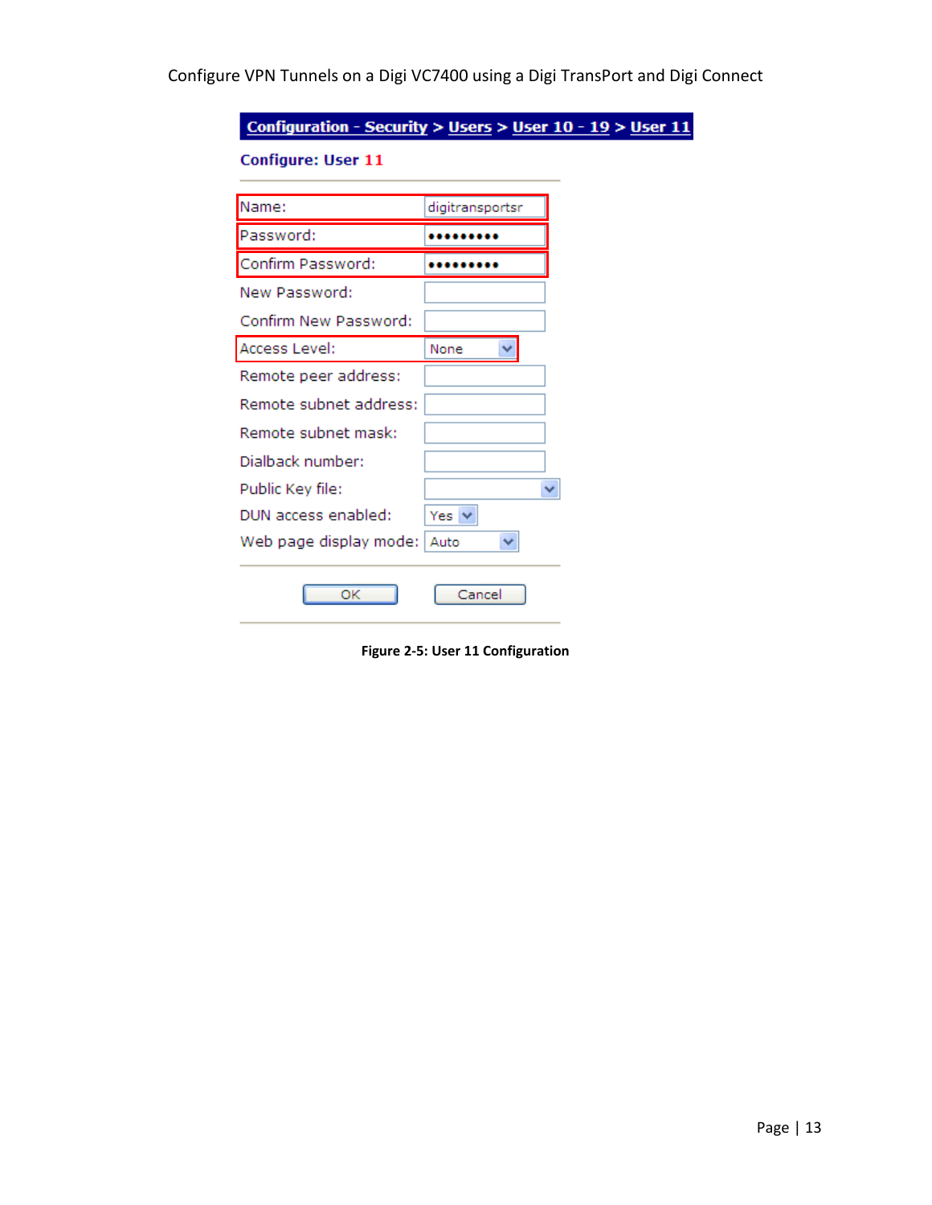Configuration - Security > Users > User 10 - 19 > User 11

**Configure: User 11**

| Field | Value |
| --- | --- |
| Name: | digitransportsr |
| Password: | ••••••••• |
| Confirm Password: | ••••••••• |
| New Password: | |
| Confirm New Password: | |
| Access Level: | None |
| Remote peer address: | |
| Remote subnet address: | |
| Remote subnet mask: | |
| Dialback number: | |
| Public Key file: | |
| DUN access enabled: | Yes |
| Web page display mode: | Auto |

OK Cancel

**Figure 2-5: User 11 Configuration**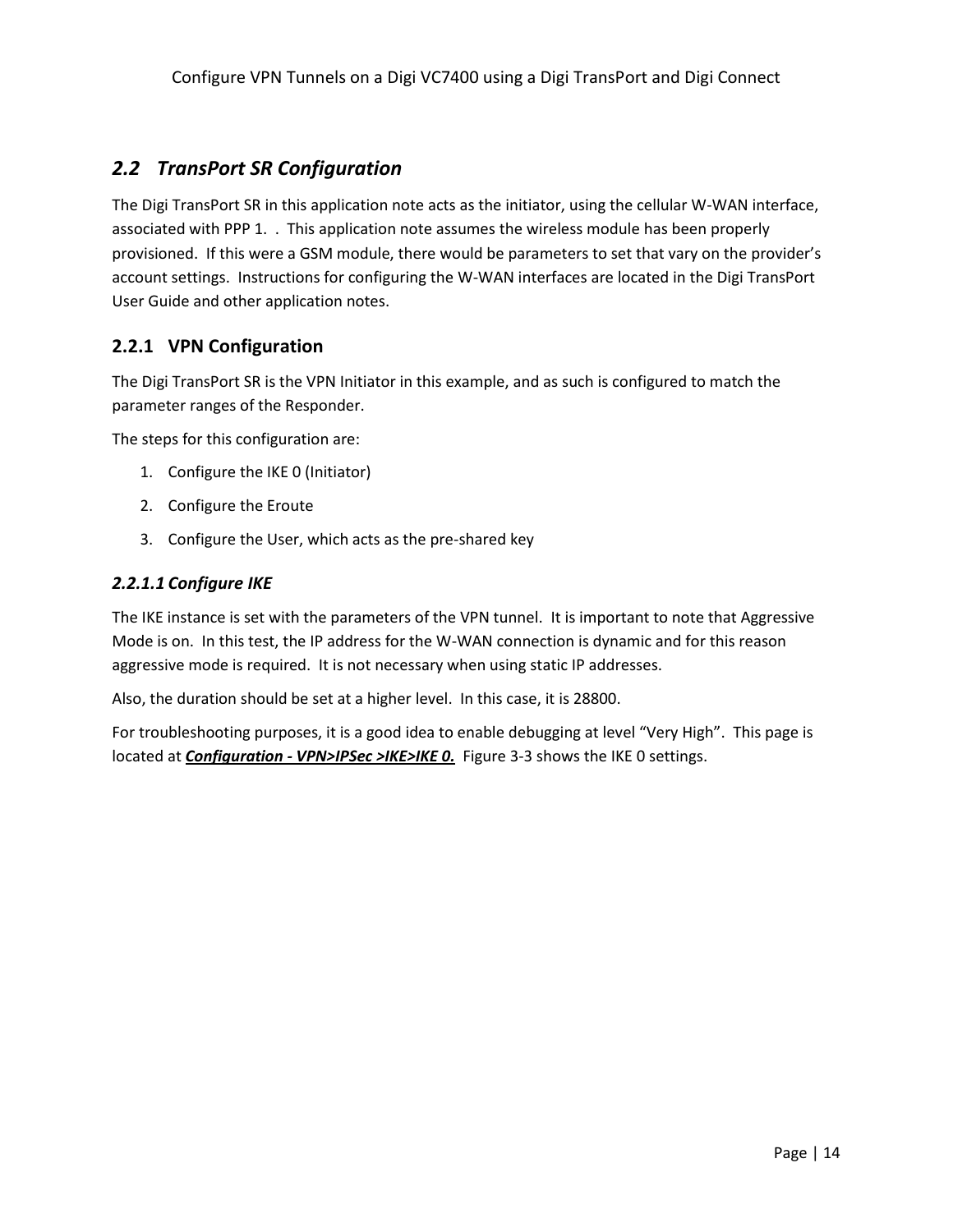## *2.2 TransPort SR Configuration*

The Digi TransPort SR in this application note acts as the initiator, using the cellular W-WAN interface, associated with PPP 1. . This application note assumes the wireless module has been properly provisioned. If this were a GSM module, there would be parameters to set that vary on the provider's account settings. Instructions for configuring the W-WAN interfaces are located in the Digi TransPort User Guide and other application notes.

### 2.2.1 VPN Configuration

The Digi TransPort SR is the VPN Initiator in this example, and as such is configured to match the parameter ranges of the Responder.

The steps for this configuration are:

1. Configure the IKE 0 (Initiator)
2. Configure the Eroute
3. Configure the User, which acts as the pre-shared key

#### *2.2.1.1 Configure IKE*

The IKE instance is set with the parameters of the VPN tunnel. It is important to note that Aggressive Mode is on. In this test, the IP address for the W-WAN connection is dynamic and for this reason aggressive mode is required. It is not necessary when using static IP addresses.

Also, the duration should be set at a higher level. In this case, it is 28800.

For troubleshooting purposes, it is a good idea to enable debugging at level "Very High". This page is located at ***Configuration - VPN>IPSec >IKE>IKE 0.*** Figure 3-3 shows the IKE 0 settings.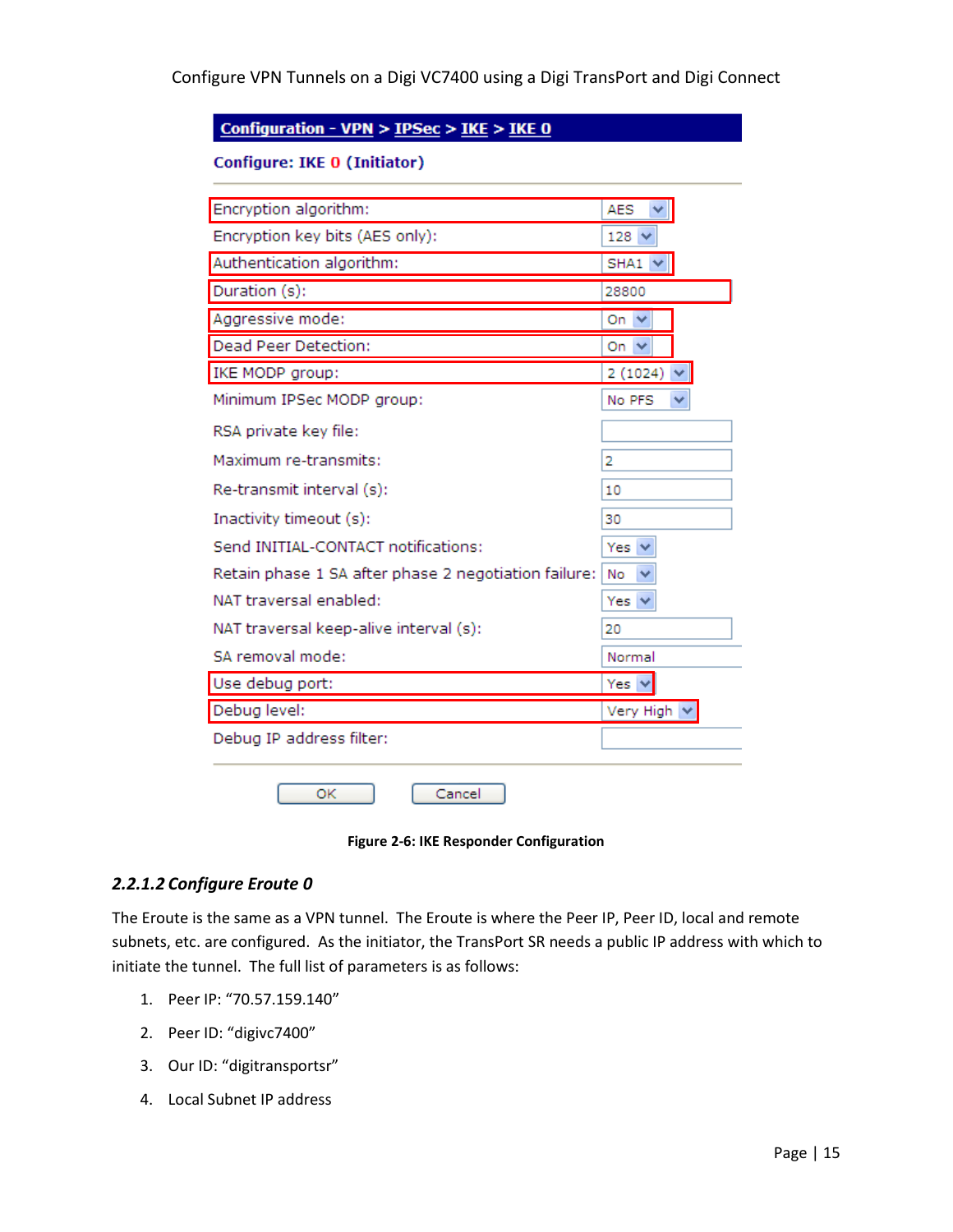| Configuration - VPN > IPSec > IKE > IKE 0 | |
|---|---|
| **Configure: IKE 0 (Initiator)** | |
| Encryption algorithm: | AES |
| Encryption key bits (AES only): | 128 |
| Authentication algorithm: | SHA1 |
| Duration (s): | 28800 |
| Aggressive mode: | On |
| Dead Peer Detection: | On |
| IKE MODP group: | 2 (1024) |
| Minimum IPSec MODP group: | No PFS |
| RSA private key file: | |
| Maximum re-transmits: | 2 |
| Re-transmit interval (s): | 10 |
| Inactivity timeout (s): | 30 |
| Send INITIAL-CONTACT notifications: | Yes |
| Retain phase 1 SA after phase 2 negotiation failure: | No |
| NAT traversal enabled: | Yes |
| NAT traversal keep-alive interval (s): | 20 |
| SA removal mode: | Normal |
| Use debug port: | Yes |
| Debug level: | Very High |
| Debug IP address filter: | |

OK Cancel

**Figure 2-6: IKE Responder Configuration**

### *2.2.1.2 Configure Eroute 0*

The Eroute is the same as a VPN tunnel. The Eroute is where the Peer IP, Peer ID, local and remote subnets, etc. are configured. As the initiator, the TransPort SR needs a public IP address with which to initiate the tunnel. The full list of parameters is as follows:

1. Peer IP: "70.57.159.140"
2. Peer ID: "digivc7400"
3. Our ID: "digitransportsr"
4. Local Subnet IP address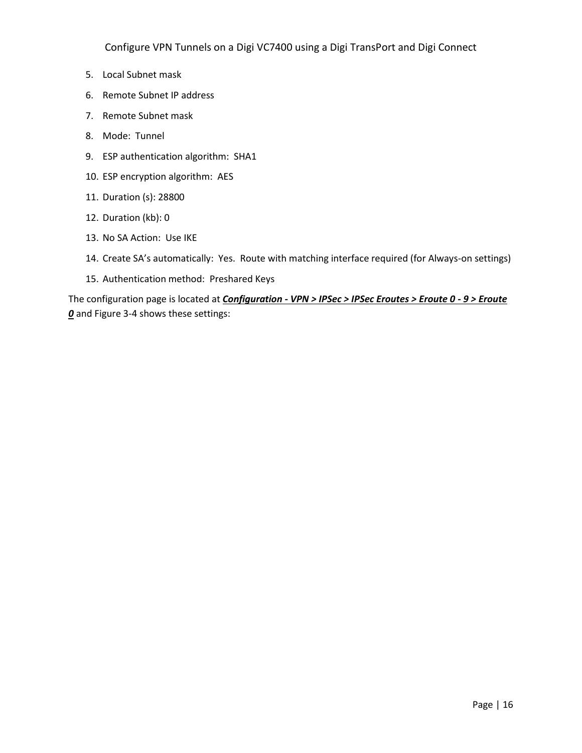5. Local Subnet mask
6. Remote Subnet IP address
7. Remote Subnet mask
8. Mode: Tunnel
9. ESP authentication algorithm: SHA1
10. ESP encryption algorithm: AES
11. Duration (s): 28800
12. Duration (kb): 0
13. No SA Action: Use IKE
14. Create SA's automatically: Yes. Route with matching interface required (for Always-on settings)
15. Authentication method: Preshared Keys

The configuration page is located at ***Configuration - VPN > IPSec > IPSec Eroutes > Eroute 0 - 9 > Eroute 0*** and Figure 3-4 shows these settings: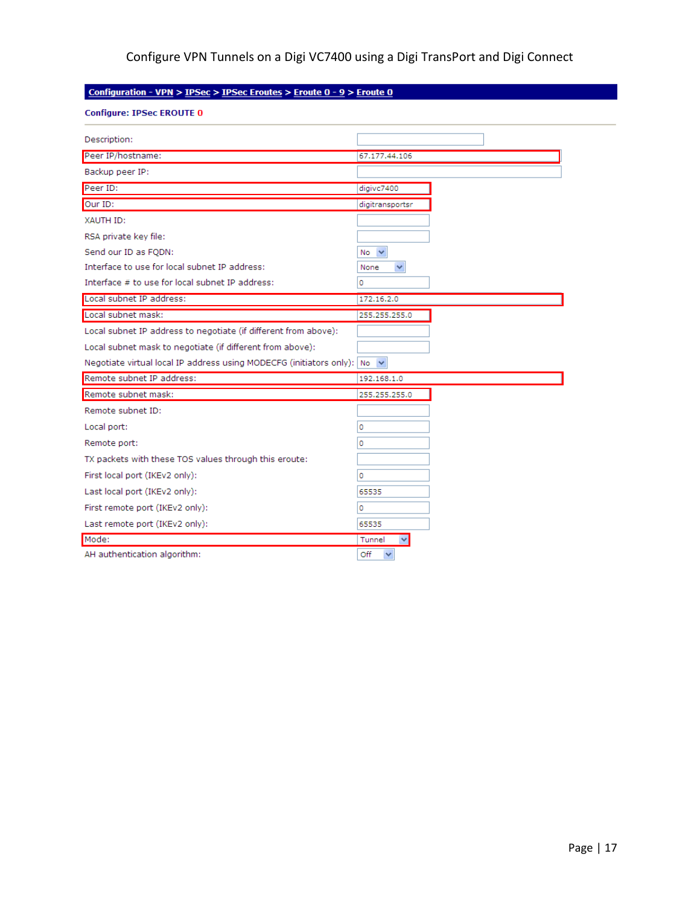**Configuration - VPN > IPSec > IPSec Eroutes > Eroute 0 - 9 > Eroute 0**

**Configure: IPSec EROUTE 0**

| Field | Value |
|---|---|
| Description: | |
| Peer IP/hostname: | 67.177.44.106 |
| Backup peer IP: | |
| Peer ID: | digivc7400 |
| Our ID: | digitransportsr |
| XAUTH ID: | |
| RSA private key file: | |
| Send our ID as FQDN: | No |
| Interface to use for local subnet IP address: | None |
| Interface # to use for local subnet IP address: | 0 |
| Local subnet IP address: | 172.16.2.0 |
| Local subnet mask: | 255.255.255.0 |
| Local subnet IP address to negotiate (if different from above): | |
| Local subnet mask to negotiate (if different from above): | |
| Negotiate virtual local IP address using MODECFG (initiators only): | No |
| Remote subnet IP address: | 192.168.1.0 |
| Remote subnet mask: | 255.255.255.0 |
| Remote subnet ID: | |
| Local port: | 0 |
| Remote port: | 0 |
| TX packets with these TOS values through this eroute: | |
| First local port (IKEv2 only): | 0 |
| Last local port (IKEv2 only): | 65535 |
| First remote port (IKEv2 only): | 0 |
| Last remote port (IKEv2 only): | 65535 |
| Mode: | Tunnel |
| AH authentication algorithm: | Off |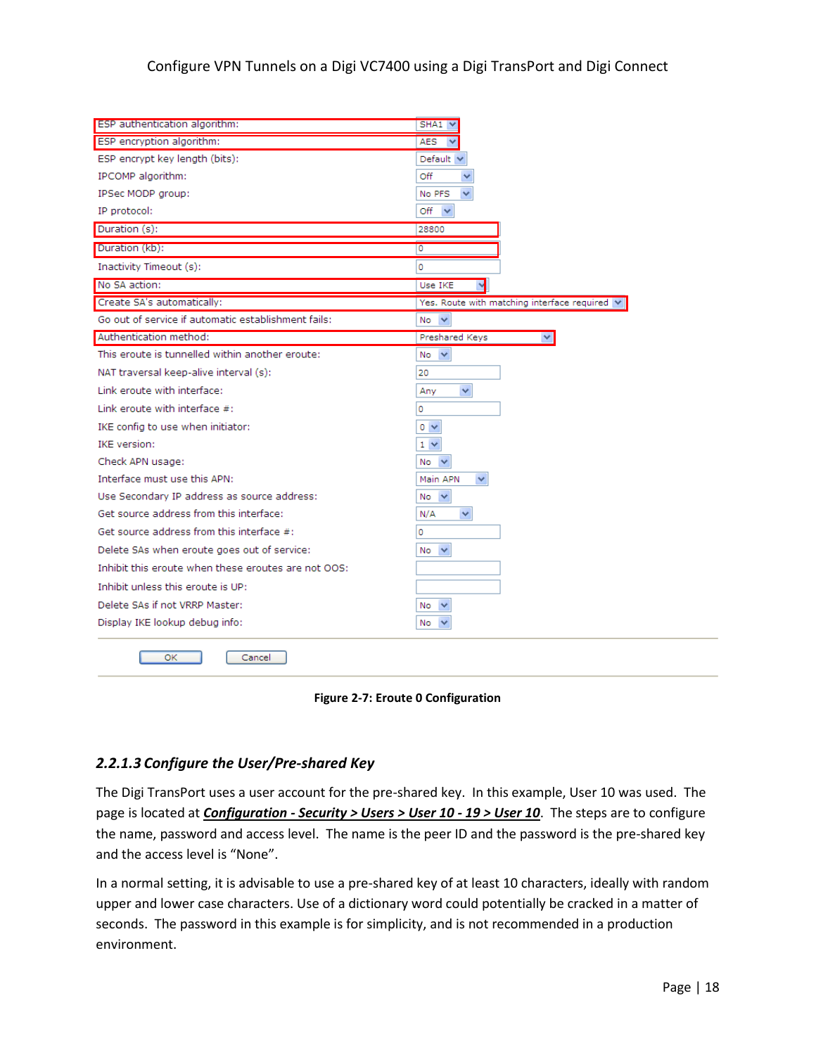| Setting | Value |
| --- | --- |
| ESP authentication algorithm: | SHA1 |
| ESP encryption algorithm: | AES |
| ESP encrypt key length (bits): | Default |
| IPCOMP algorithm: | Off |
| IPSec MODP group: | No PFS |
| IP protocol: | Off |
| Duration (s): | 28800 |
| Duration (kb): | 0 |
| Inactivity Timeout (s): | 0 |
| No SA action: | Use IKE |
| Create SA's automatically: | Yes. Route with matching interface required |
| Go out of service if automatic establishment fails: | No |
| Authentication method: | Preshared Keys |
| This eroute is tunnelled within another eroute: | No |
| NAT traversal keep-alive interval (s): | 20 |
| Link eroute with interface: | Any |
| Link eroute with interface #: | 0 |
| IKE config to use when initiator: | 0 |
| IKE version: | 1 |
| Check APN usage: | No |
| Interface must use this APN: | Main APN |
| Use Secondary IP address as source address: | No |
| Get source address from this interface: | N/A |
| Get source address from this interface #: | 0 |
| Delete SAs when eroute goes out of service: | No |
| Inhibit this eroute when these eroutes are not OOS: | |
| Inhibit unless this eroute is UP: | |
| Delete SAs if not VRRP Master: | No |
| Display IKE lookup debug info: | No |

OK Cancel

**Figure 2-7: Eroute 0 Configuration**

### *2.2.1.3 Configure the User/Pre-shared Key*

The Digi TransPort uses a user account for the pre-shared key. In this example, User 10 was used. The page is located at ***Configuration - Security > Users > User 10 - 19 > User 10***. The steps are to configure the name, password and access level. The name is the peer ID and the password is the pre-shared key and the access level is "None".

In a normal setting, it is advisable to use a pre-shared key of at least 10 characters, ideally with random upper and lower case characters. Use of a dictionary word could potentially be cracked in a matter of seconds. The password in this example is for simplicity, and is not recommended in a production environment.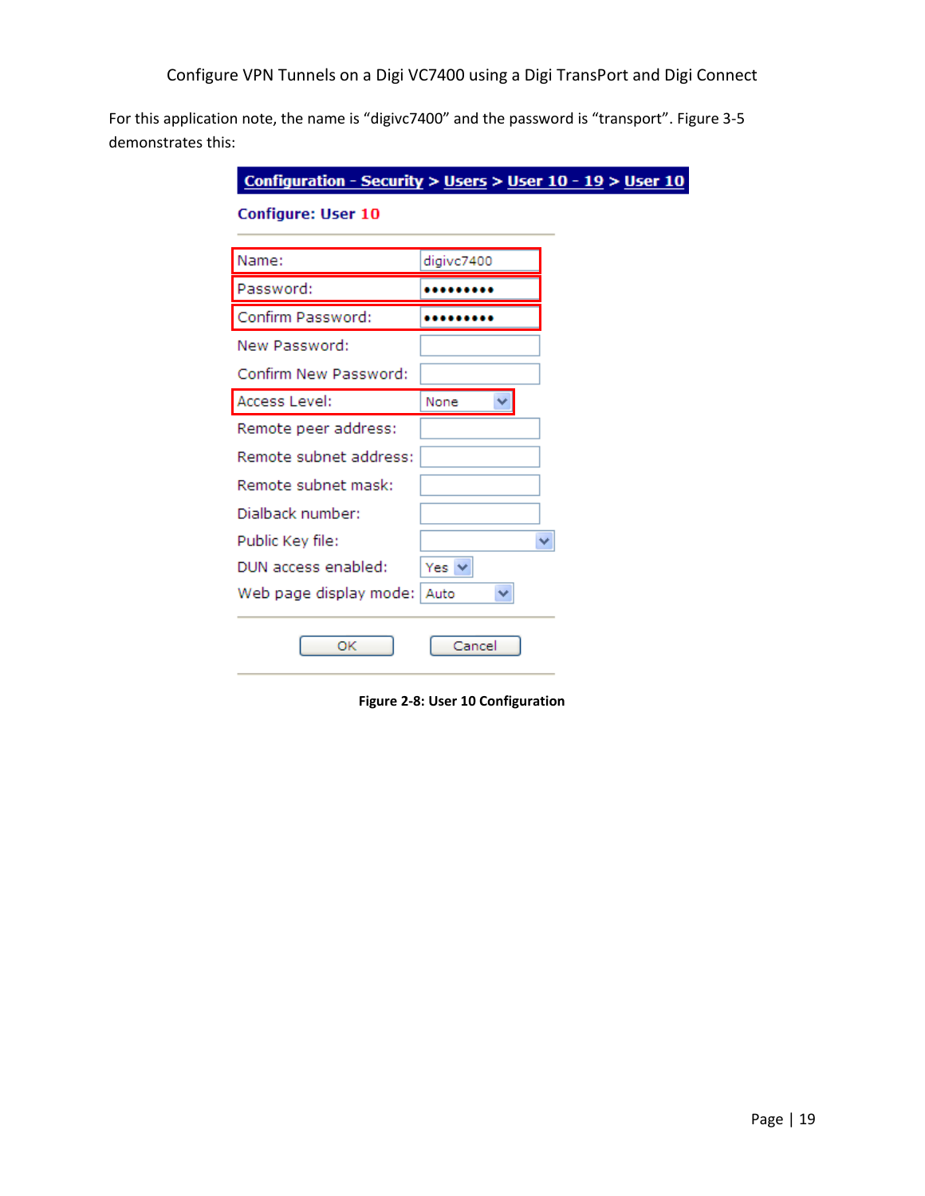For this application note, the name is “digivc7400” and the password is “transport”. Figure 3-5 demonstrates this:

Configuration - Security > Users > User 10 - 19 > User 10

**Configure: User 10**

| | |
|---|---|
| Name: | digivc7400 |
| Password: | ••••••••• |
| Confirm Password: | ••••••••• |
| New Password: | |
| Confirm New Password: | |
| Access Level: | None |
| Remote peer address: | |
| Remote subnet address: | |
| Remote subnet mask: | |
| Dialback number: | |
| Public Key file: | |
| DUN access enabled: | Yes |
| Web page display mode: | Auto |

OK Cancel

**Figure 2-8: User 10 Configuration**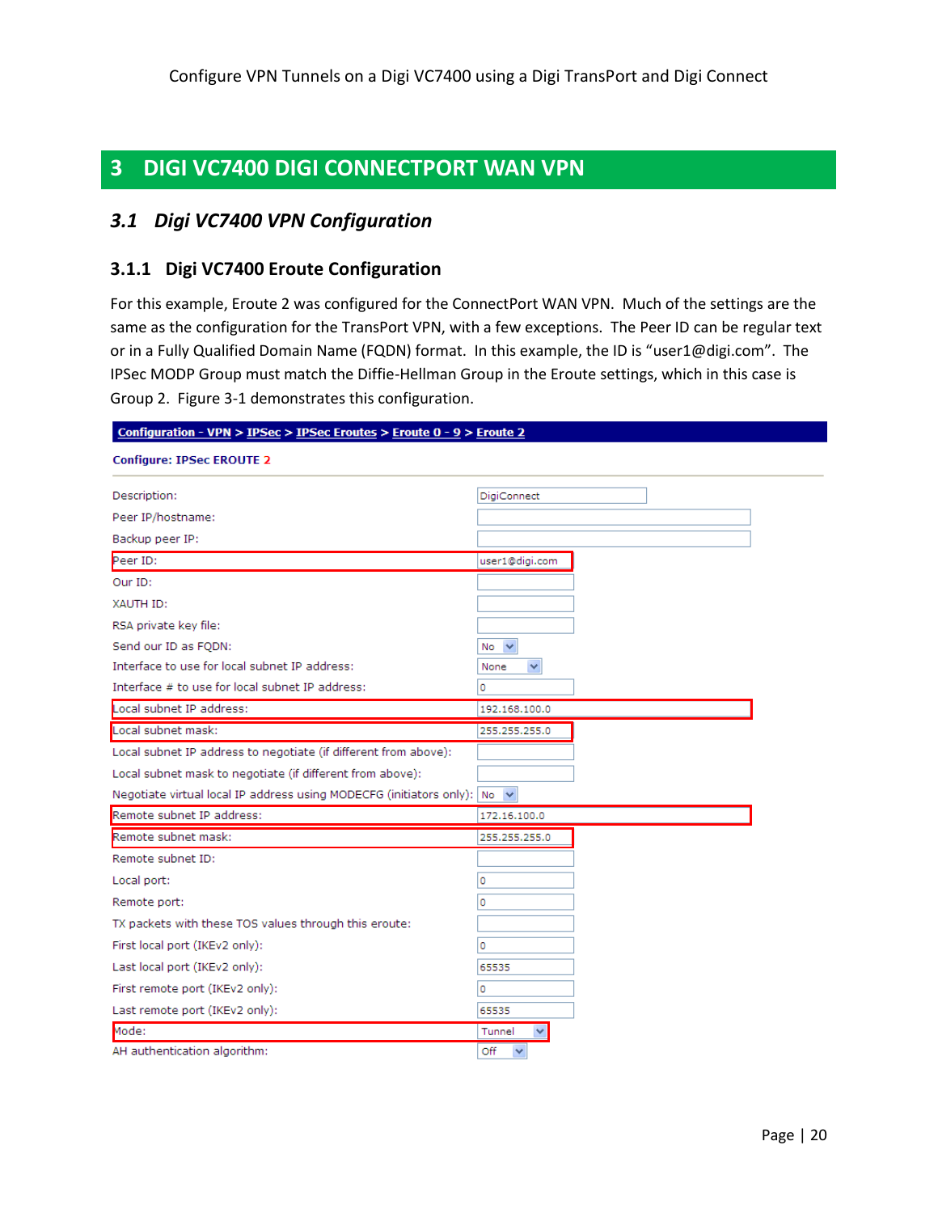# 3 DIGI VC7400 DIGI CONNECTPORT WAN VPN

## 3.1 Digi VC7400 VPN Configuration

### 3.1.1 Digi VC7400 Eroute Configuration

For this example, Eroute 2 was configured for the ConnectPort WAN VPN. Much of the settings are the same as the configuration for the TransPort VPN, with a few exceptions. The Peer ID can be regular text or in a Fully Qualified Domain Name (FQDN) format. In this example, the ID is “user1@digi.com”. The IPSec MODP Group must match the Diffie-Hellman Group in the Eroute settings, which in this case is Group 2. Figure 3-1 demonstrates this configuration.

**Configuration - VPN > IPSec > IPSec Eroutes > Eroute 0 - 9 > Eroute 2**

**Configure: IPSec EROUTE 2**

| Setting | Value |
|---|---|
| Description: | DigiConnect |
| Peer IP/hostname: | |
| Backup peer IP: | |
| Peer ID: | user1@digi.com |
| Our ID: | |
| XAUTH ID: | |
| RSA private key file: | |
| Send our ID as FQDN: | No |
| Interface to use for local subnet IP address: | None |
| Interface # to use for local subnet IP address: | 0 |
| Local subnet IP address: | 192.168.100.0 |
| Local subnet mask: | 255.255.255.0 |
| Local subnet IP address to negotiate (if different from above): | |
| Local subnet mask to negotiate (if different from above): | |
| Negotiate virtual local IP address using MODECFG (initiators only): | No |
| Remote subnet IP address: | 172.16.100.0 |
| Remote subnet mask: | 255.255.255.0 |
| Remote subnet ID: | |
| Local port: | 0 |
| Remote port: | 0 |
| TX packets with these TOS values through this eroute: | |
| First local port (IKEv2 only): | 0 |
| Last local port (IKEv2 only): | 65535 |
| First remote port (IKEv2 only): | 0 |
| Last remote port (IKEv2 only): | 65535 |
| Mode: | Tunnel |
| AH authentication algorithm: | Off |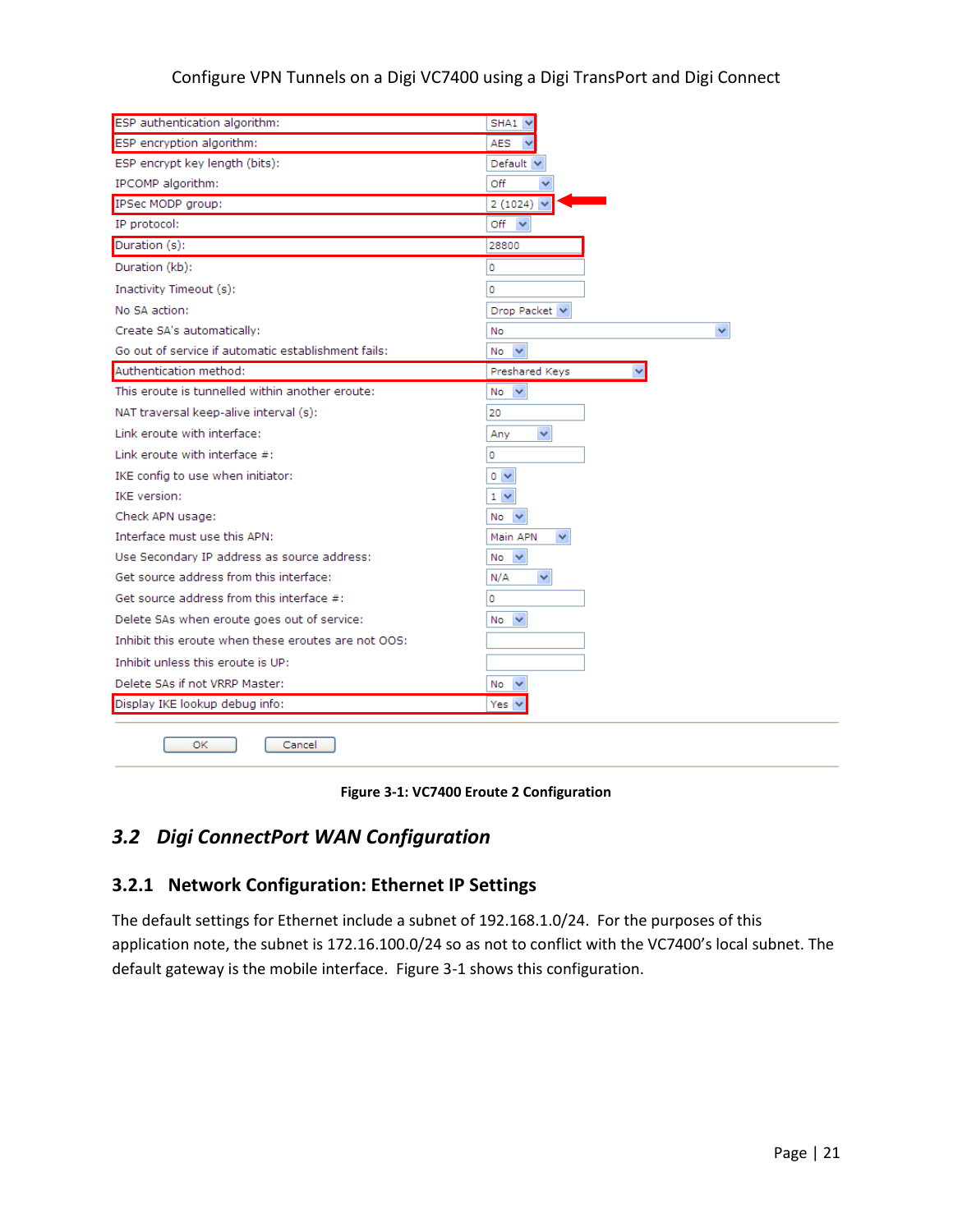| | |
|---|---|
| ESP authentication algorithm: | SHA1 |
| ESP encryption algorithm: | AES |
| ESP encrypt key length (bits): | Default |
| IPCOMP algorithm: | Off |
| IPSec MODP group: | 2 (1024) |
| IP protocol: | Off |
| Duration (s): | 28800 |
| Duration (kb): | 0 |
| Inactivity Timeout (s): | 0 |
| No SA action: | Drop Packet |
| Create SA's automatically: | No |
| Go out of service if automatic establishment fails: | No |
| Authentication method: | Preshared Keys |
| This eroute is tunnelled within another eroute: | No |
| NAT traversal keep-alive interval (s): | 20 |
| Link eroute with interface: | Any |
| Link eroute with interface #: | 0 |
| IKE config to use when initiator: | 0 |
| IKE version: | 1 |
| Check APN usage: | No |
| Interface must use this APN: | Main APN |
| Use Secondary IP address as source address: | No |
| Get source address from this interface: | N/A |
| Get source address from this interface #: | 0 |
| Delete SAs when eroute goes out of service: | No |
| Inhibit this eroute when these eroutes are not OOS: | |
| Inhibit unless this eroute is UP: | |
| Delete SAs if not VRRP Master: | No |
| Display IKE lookup debug info: | Yes |

OK Cancel

**Figure 3-1: VC7400 Eroute 2 Configuration**

## *3.2 Digi ConnectPort WAN Configuration*

### 3.2.1 Network Configuration: Ethernet IP Settings

The default settings for Ethernet include a subnet of 192.168.1.0/24. For the purposes of this application note, the subnet is 172.16.100.0/24 so as not to conflict with the VC7400's local subnet. The default gateway is the mobile interface. Figure 3-1 shows this configuration.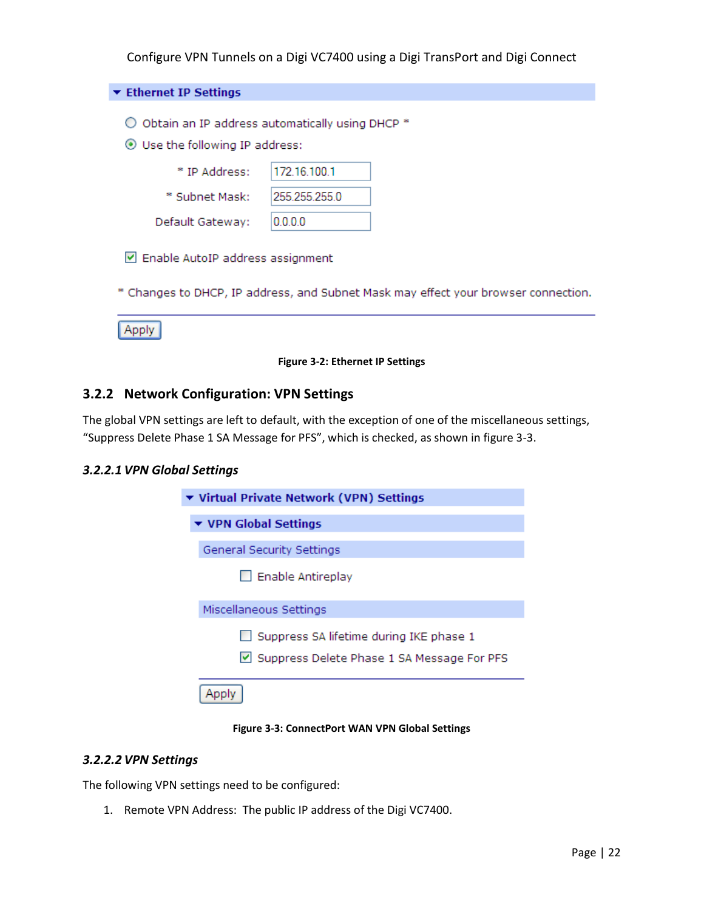**Ethernet IP Settings**

- ○ Obtain an IP address automatically using DHCP *
- ◉ Use the following IP address:

| | |
|---|---|
| * IP Address: | 172.16.100.1 |
| * Subnet Mask: | 255.255.255.0 |
| Default Gateway: | 0.0.0.0 |

☑ Enable AutoIP address assignment

* Changes to DHCP, IP address, and Subnet Mask may effect your browser connection.

Apply

**Figure 3-2: Ethernet IP Settings**

## 3.2.2 Network Configuration: VPN Settings

The global VPN settings are left to default, with the exception of one of the miscellaneous settings, "Suppress Delete Phase 1 SA Message for PFS", which is checked, as shown in figure 3-3.

### *3.2.2.1 VPN Global Settings*

**Virtual Private Network (VPN) Settings**

**VPN Global Settings**

General Security Settings

☐ Enable Antireplay

Miscellaneous Settings

☐ Suppress SA lifetime during IKE phase 1

☑ Suppress Delete Phase 1 SA Message For PFS

Apply

**Figure 3-3: ConnectPort WAN VPN Global Settings**

### *3.2.2.2 VPN Settings*

The following VPN settings need to be configured:

1. Remote VPN Address: The public IP address of the Digi VC7400.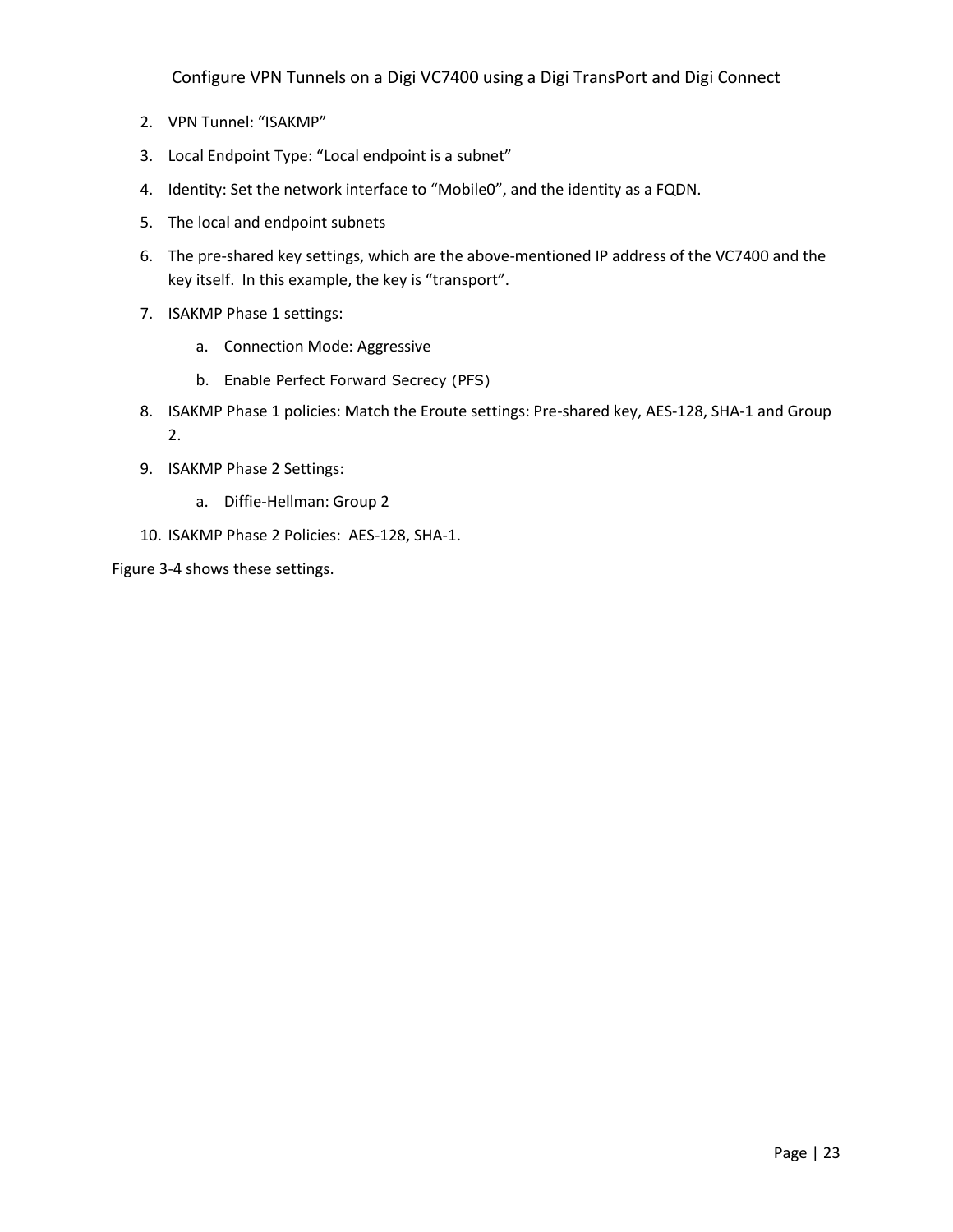2. VPN Tunnel: “ISAKMP”
3. Local Endpoint Type: “Local endpoint is a subnet”
4. Identity: Set the network interface to “Mobile0”, and the identity as a FQDN.
5. The local and endpoint subnets
6. The pre-shared key settings, which are the above-mentioned IP address of the VC7400 and the key itself. In this example, the key is “transport”.
7. ISAKMP Phase 1 settings:
   a. Connection Mode: Aggressive
   b. Enable Perfect Forward Secrecy (PFS)
8. ISAKMP Phase 1 policies: Match the Eroute settings: Pre-shared key, AES-128, SHA-1 and Group 2.
9. ISAKMP Phase 2 Settings:
   a. Diffie-Hellman: Group 2
10. ISAKMP Phase 2 Policies: AES-128, SHA-1.

Figure 3-4 shows these settings.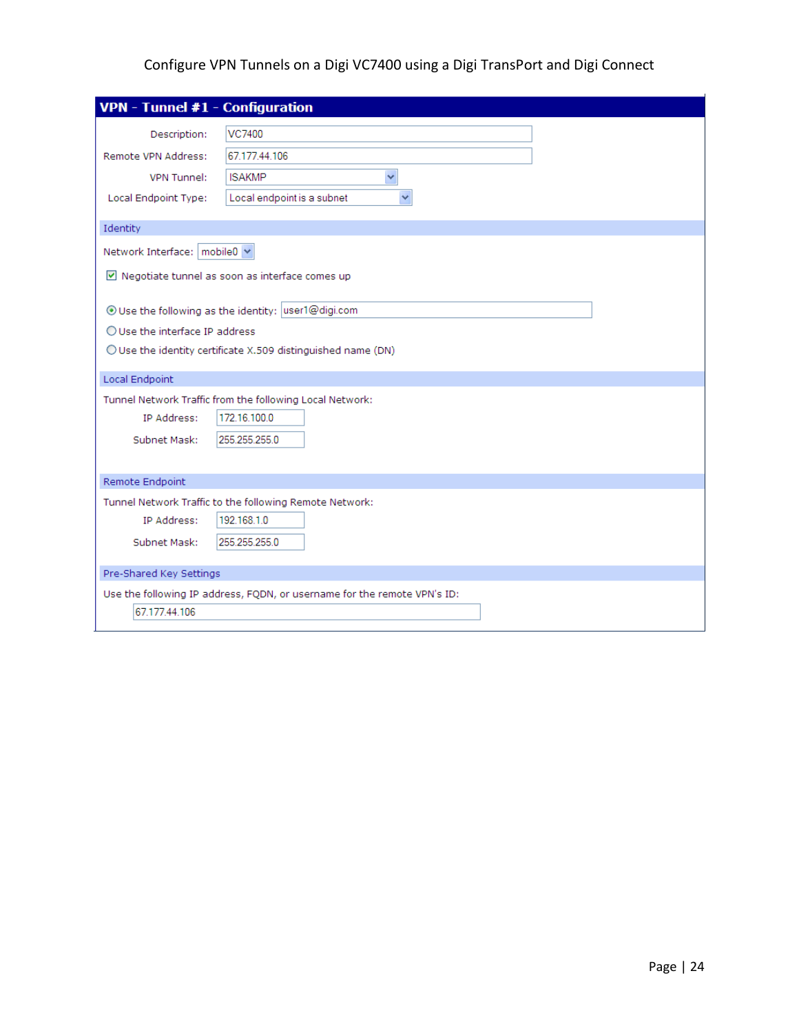## VPN - Tunnel #1 - Configuration

Description: VC7400

Remote VPN Address: 67.177.44.106

VPN Tunnel: ISAKMP

Local Endpoint Type: Local endpoint is a subnet

### Identity

Network Interface: mobile0

☑ Negotiate tunnel as soon as interface comes up

◉ Use the following as the identity: user1@digi.com

○ Use the interface IP address

○ Use the identity certificate X.509 distinguished name (DN)

### Local Endpoint

Tunnel Network Traffic from the following Local Network:

IP Address: 172.16.100.0

Subnet Mask: 255.255.255.0

### Remote Endpoint

Tunnel Network Traffic to the following Remote Network:

IP Address: 192.168.1.0

Subnet Mask: 255.255.255.0

### Pre-Shared Key Settings

Use the following IP address, FQDN, or username for the remote VPN's ID:

67.177.44.106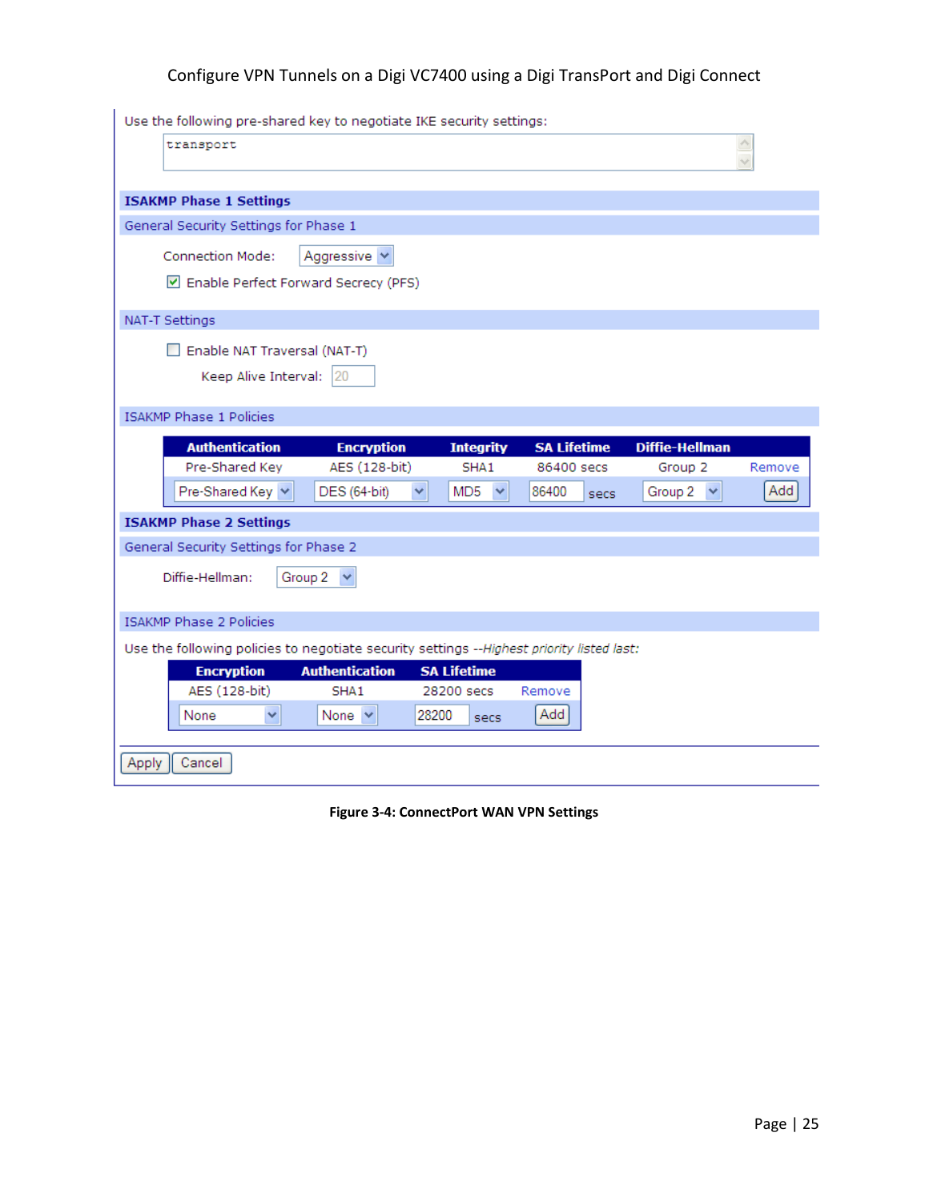Use the following pre-shared key to negotiate IKE security settings:

```
transport
```

**ISAKMP Phase 1 Settings**

General Security Settings for Phase 1

Connection Mode: Aggressive

☑ Enable Perfect Forward Secrecy (PFS)

NAT-T Settings

☐ Enable NAT Traversal (NAT-T)

Keep Alive Interval: 20

ISAKMP Phase 1 Policies

| Authentication | Encryption | Integrity | SA Lifetime | Diffie-Hellman | |
|---|---|---|---|---|---|
| Pre-Shared Key | AES (128-bit) | SHA1 | 86400 secs | Group 2 | Remove |
| Pre-Shared Key | DES (64-bit) | MD5 | 86400 secs | Group 2 | Add |

**ISAKMP Phase 2 Settings**

General Security Settings for Phase 2

Diffie-Hellman: Group 2

ISAKMP Phase 2 Policies

Use the following policies to negotiate security settings --*Highest priority listed last:*

| Encryption | Authentication | SA Lifetime | |
|---|---|---|---|
| AES (128-bit) | SHA1 | 28200 secs | Remove |
| None | None | 28200 secs | Add |

Apply | Cancel

**Figure 3-4: ConnectPort WAN VPN Settings**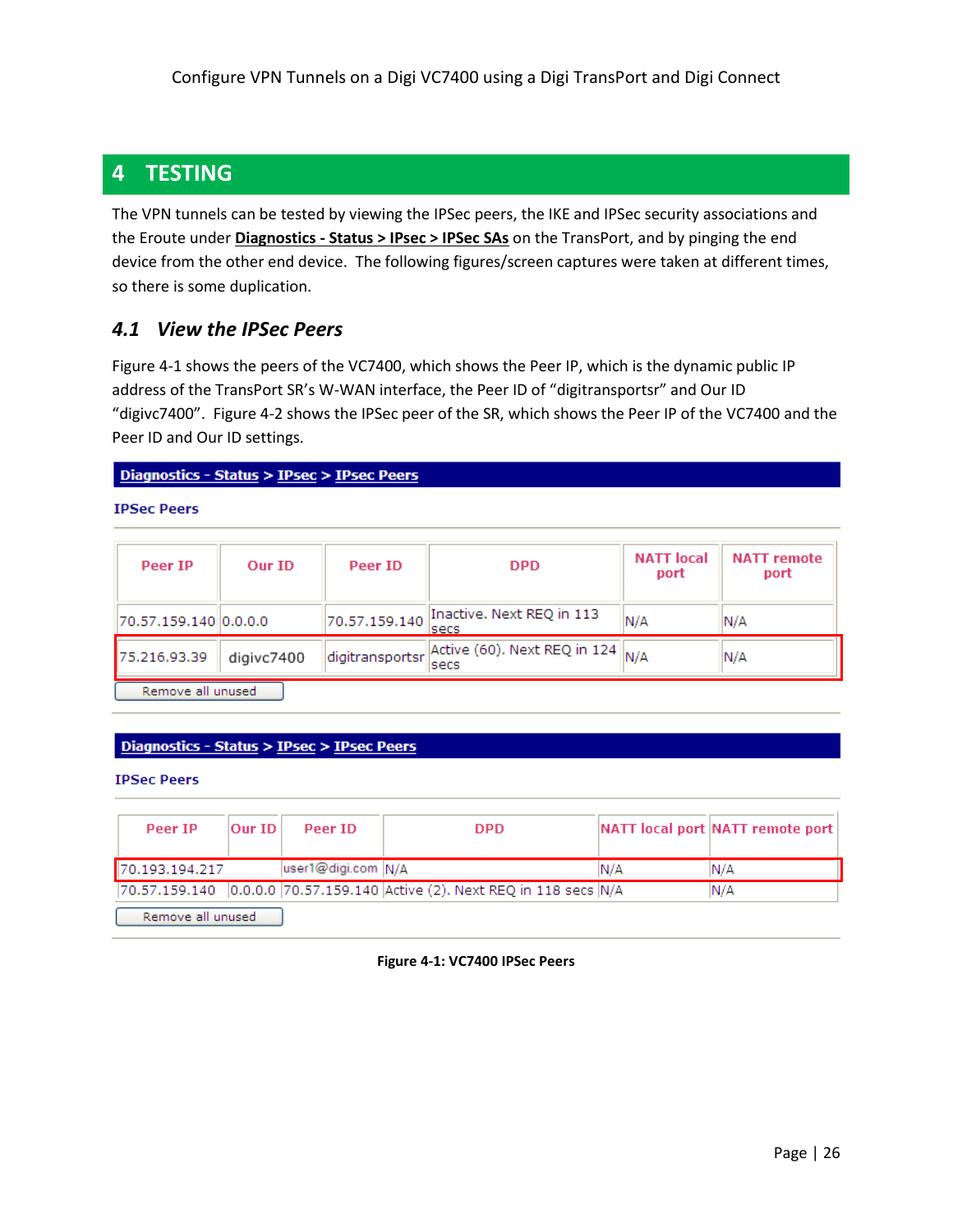# 4 TESTING

The VPN tunnels can be tested by viewing the IPSec peers, the IKE and IPSec security associations and the Eroute under **Diagnostics - Status > IPsec > IPSec SAs** on the TransPort, and by pinging the end device from the other end device. The following figures/screen captures were taken at different times, so there is some duplication.

## 4.1 View the IPSec Peers

Figure 4-1 shows the peers of the VC7400, which shows the Peer IP, which is the dynamic public IP address of the TransPort SR's W-WAN interface, the Peer ID of "digitransportsr" and Our ID "digivc7400". Figure 4-2 shows the IPSec peer of the SR, which shows the Peer IP of the VC7400 and the Peer ID and Our ID settings.

**Diagnostics - Status > IPsec > IPsec Peers**

**IPSec Peers**

| Peer IP | Our ID | Peer ID | DPD | NATT local port | NATT remote port |
|---|---|---|---|---|---|
| 70.57.159.140 | 0.0.0.0 | 70.57.159.140 | Inactive. Next REQ in 113 secs | N/A | N/A |
| 75.216.93.39 | digivc7400 | digitransportsr | Active (60). Next REQ in 124 secs | N/A | N/A |

Remove all unused

**Diagnostics - Status > IPsec > IPsec Peers**

**IPSec Peers**

| Peer IP | Our ID | Peer ID | DPD | NATT local port | NATT remote port |
|---|---|---|---|---|---|
| 70.193.194.217 | | user1@digi.com | N/A | N/A | N/A |
| 70.57.159.140 | 0.0.0.0 | 70.57.159.140 | Active (2). Next REQ in 118 secs | N/A | N/A |

Remove all unused

**Figure 4-1: VC7400 IPSec Peers**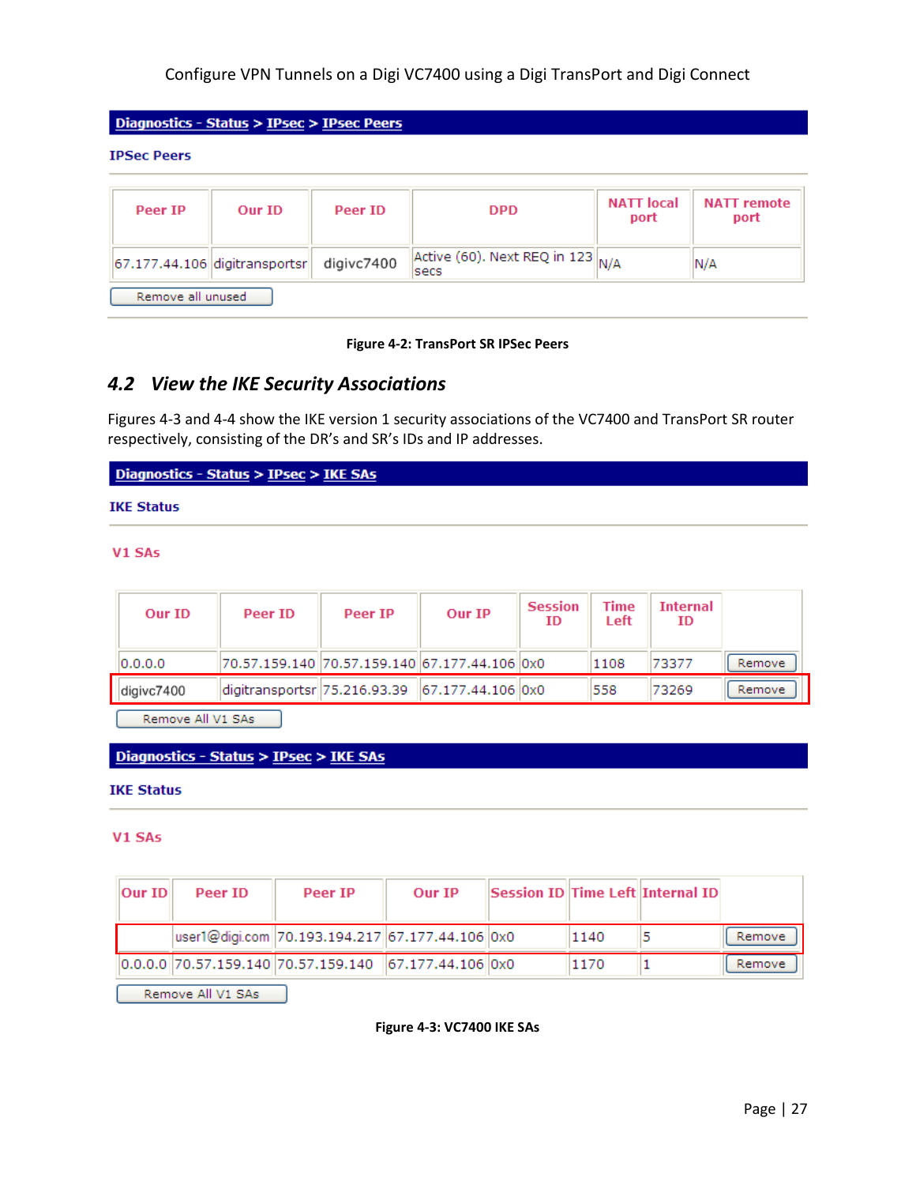**Diagnostics - Status > IPsec > IPsec Peers**

**IPSec Peers**

| Peer IP | Our ID | Peer ID | DPD | NATT local port | NATT remote port |
|---|---|---|---|---|---|
| 67.177.44.106 | digitransportsr | digivc7400 | Active (60). Next REQ in 123 secs | N/A | N/A |

Remove all unused

**Figure 4-2: TransPort SR IPSec Peers**

## 4.2 *View the IKE Security Associations*

Figures 4-3 and 4-4 show the IKE version 1 security associations of the VC7400 and TransPort SR router respectively, consisting of the DR's and SR's IDs and IP addresses.

**Diagnostics - Status > IPsec > IKE SAs**

**IKE Status**

**V1 SAs**

| Our ID | Peer ID | Peer IP | Our IP | Session ID | Time Left | Internal ID | |
|---|---|---|---|---|---|---|---|
| 0.0.0.0 | 70.57.159.140 | 70.57.159.140 | 67.177.44.106 | 0x0 | 1108 | 73377 | Remove |
| digivc7400 | digitransportsr | 75.216.93.39 | 67.177.44.106 | 0x0 | 558 | 73269 | Remove |

Remove All V1 SAs

**Diagnostics - Status > IPsec > IKE SAs**

**IKE Status**

**V1 SAs**

| Our ID | Peer ID | Peer IP | Our IP | Session ID | Time Left | Internal ID | |
|---|---|---|---|---|---|---|---|
| | user1@digi.com | 70.193.194.217 | 67.177.44.106 | 0x0 | 1140 | 5 | Remove |
| 0.0.0.0 | 70.57.159.140 | 70.57.159.140 | 67.177.44.106 | 0x0 | 1170 | 1 | Remove |

Remove All V1 SAs

**Figure 4-3: VC7400 IKE SAs**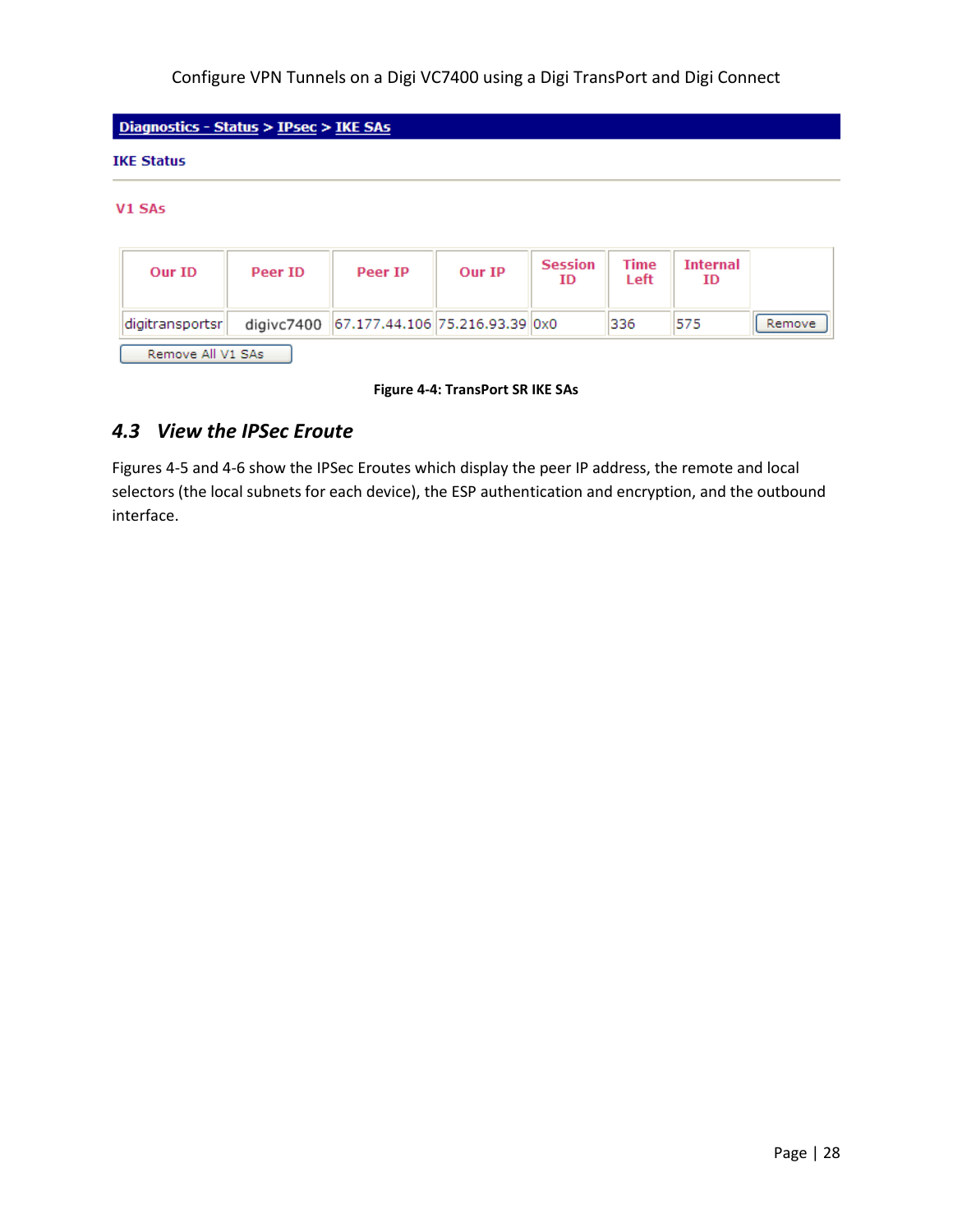**Diagnostics - Status > IPsec > IKE SAs**

**IKE Status**

**V1 SAs**

| Our ID | Peer ID | Peer IP | Our IP | Session ID | Time Left | Internal ID | |
|---|---|---|---|---|---|---|---|
| digitransportsr | digivc7400 | 67.177.44.106 | 75.216.93.39 | 0x0 | 336 | 575 | Remove |

Remove All V1 SAs

**Figure 4-4: TransPort SR IKE SAs**

## *4.3 View the IPSec Eroute*

Figures 4-5 and 4-6 show the IPSec Eroutes which display the peer IP address, the remote and local selectors (the local subnets for each device), the ESP authentication and encryption, and the outbound interface.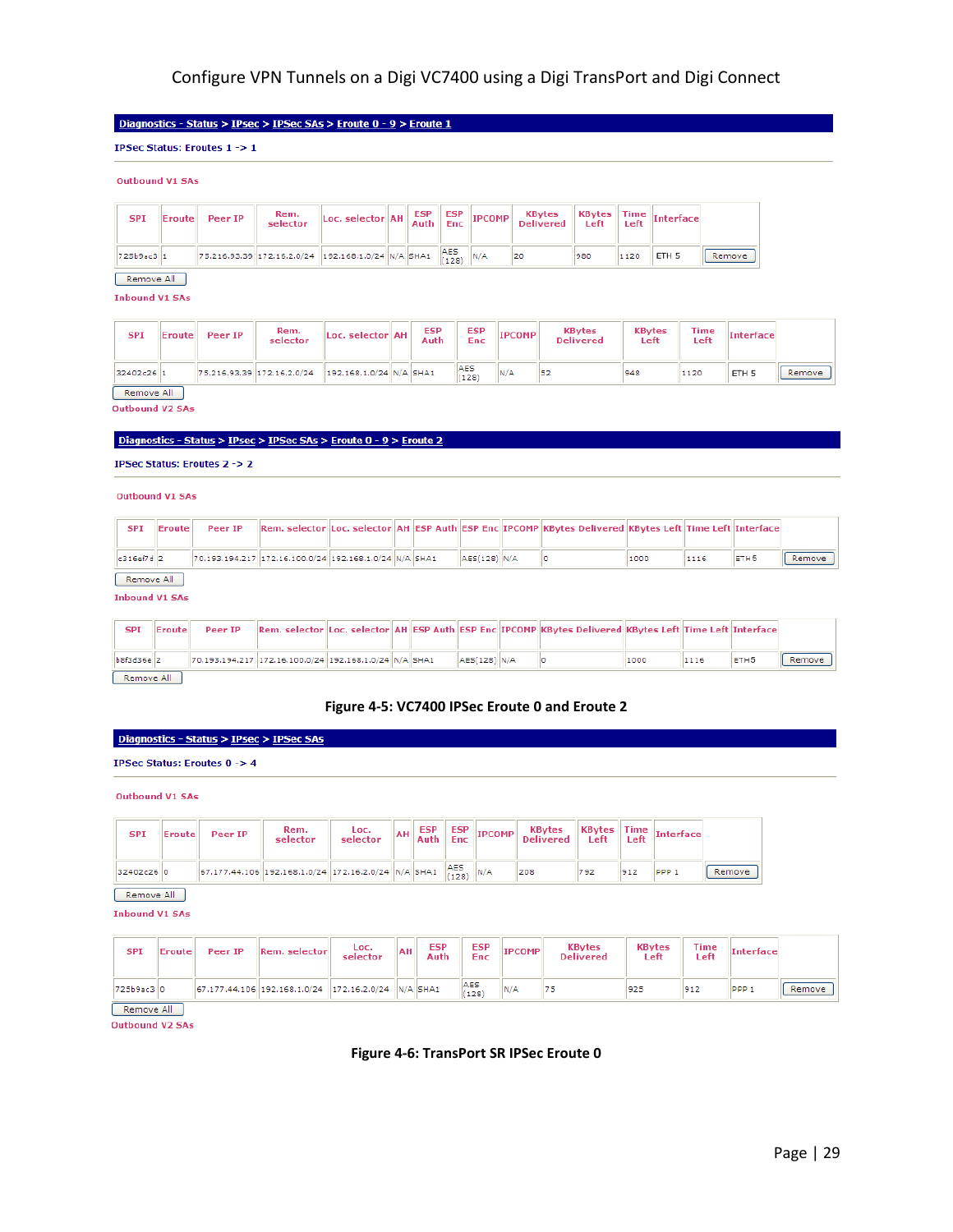**Diagnostics - Status > IPsec > IPSec SAs > Eroute 0 - 9 > Eroute 1**

IPSec Status: Eroutes 1 -> 1

Outbound V1 SAs

| SPI | Eroute | Peer IP | Rem. selector | Loc. selector | AH | ESP Auth | ESP Enc | IPCOMP | KBytes Delivered | KBytes Left | Time Left | Interface | |
|---|---|---|---|---|---|---|---|---|---|---|---|---|---|
| 725b9ac3 | 1 | 75.216.93.39 | 172.16.2.0/24 | 192.168.1.0/24 | N/A | SHA1 | AES (128) | N/A | 20 | 980 | 1120 | ETH 5 | Remove |

Remove All

Inbound V1 SAs

| SPI | Eroute | Peer IP | Rem. selector | Loc. selector | AH | ESP Auth | ESP Enc | IPCOMP | KBytes Delivered | KBytes Left | Time Left | Interface | |
|---|---|---|---|---|---|---|---|---|---|---|---|---|---|
| 32402c26 | 1 | 75.216.93.39 | 172.16.2.0/24 | 192.168.1.0/24 | N/A | SHA1 | AES (128) | N/A | 52 | 948 | 1120 | ETH 5 | Remove |

Remove All

Outbound V2 SAs

**Diagnostics - Status > IPsec > IPSec SAs > Eroute 0 - 9 > Eroute 2**

IPSec Status: Eroutes 2 -> 2

Outbound V1 SAs

| SPI | Eroute | Peer IP | Rem. selector | Loc. selector | AH | ESP Auth | ESP Enc | IPCOMP | KBytes Delivered | KBytes Left | Time Left | Interface | |
|---|---|---|---|---|---|---|---|---|---|---|---|---|---|
| c316af7d | 2 | 70.193.194.217 | 172.16.100.0/24 | 192.168.1.0/24 | N/A | SHA1 | AES(128) | N/A | 0 | 1000 | 1116 | ETH 5 | Remove |

Remove All

Inbound V1 SAs

| SPI | Eroute | Peer IP | Rem. selector | Loc. selector | AH | ESP Auth | ESP Enc | IPCOMP | KBytes Delivered | KBytes Left | Time Left | Interface | |
|---|---|---|---|---|---|---|---|---|---|---|---|---|---|
| b8f3d36e | 2 | 70.193.194.217 | 172.16.100.0/24 | 192.168.1.0/24 | N/A | SHA1 | AES(128) | N/A | 0 | 1000 | 1116 | ETH5 | Remove |

Remove All

**Figure 4-5: VC7400 IPSec Eroute 0 and Eroute 2**

**Diagnostics - Status > IPsec > IPSec SAs**

IPSec Status: Eroutes 0 -> 4

Outbound V1 SAs

| SPI | Eroute | Peer IP | Rem. selector | Loc. selector | AH | ESP Auth | ESP Enc | IPCOMP | KBytes Delivered | KBytes Left | Time Left | Interface | |
|---|---|---|---|---|---|---|---|---|---|---|---|---|---|
| 32402c26 | 0 | 67.177.44.106 | 192.168.1.0/24 | 172.16.2.0/24 | N/A | SHA1 | AES (128) | N/A | 208 | 792 | 912 | PPP 1 | Remove |

Remove All

Inbound V1 SAs

| SPI | Eroute | Peer IP | Rem. selector | Loc. selector | AH | ESP Auth | ESP Enc | IPCOMP | KBytes Delivered | KBytes Left | Time Left | Interface | |
|---|---|---|---|---|---|---|---|---|---|---|---|---|---|
| 725b9ac3 | 0 | 67.177.44.106 | 192.168.1.0/24 | 172.16.2.0/24 | N/A | SHA1 | AES (128) | N/A | 75 | 925 | 912 | PPP 1 | Remove |

Remove All

Outbound V2 SAs

**Figure 4-6: TransPort SR IPSec Eroute 0**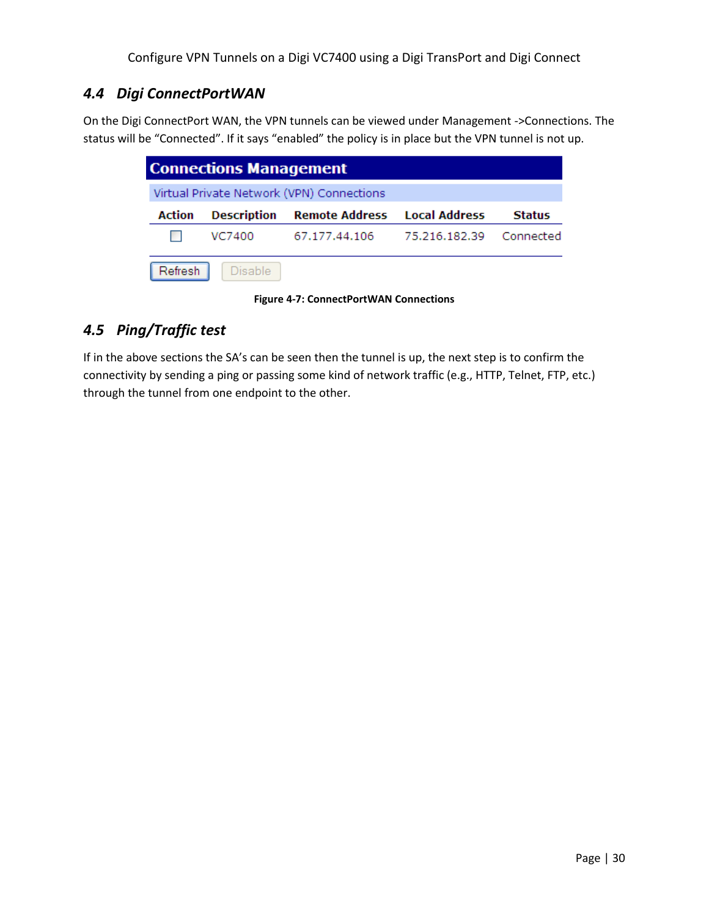## 4.4 Digi ConnectPortWAN

On the Digi ConnectPort WAN, the VPN tunnels can be viewed under Management ->Connections. The status will be “Connected”. If it says “enabled” the policy is in place but the VPN tunnel is not up.

**Connections Management**

Virtual Private Network (VPN) Connections

| Action | Description | Remote Address | Local Address | Status |
|---|---|---|---|---|
| ☐ | VC7400 | 67.177.44.106 | 75.216.182.39 | Connected |

Refresh Disable

**Figure 4-7: ConnectPortWAN Connections**

## 4.5 Ping/Traffic test

If in the above sections the SA’s can be seen then the tunnel is up, the next step is to confirm the connectivity by sending a ping or passing some kind of network traffic (e.g., HTTP, Telnet, FTP, etc.) through the tunnel from one endpoint to the other.